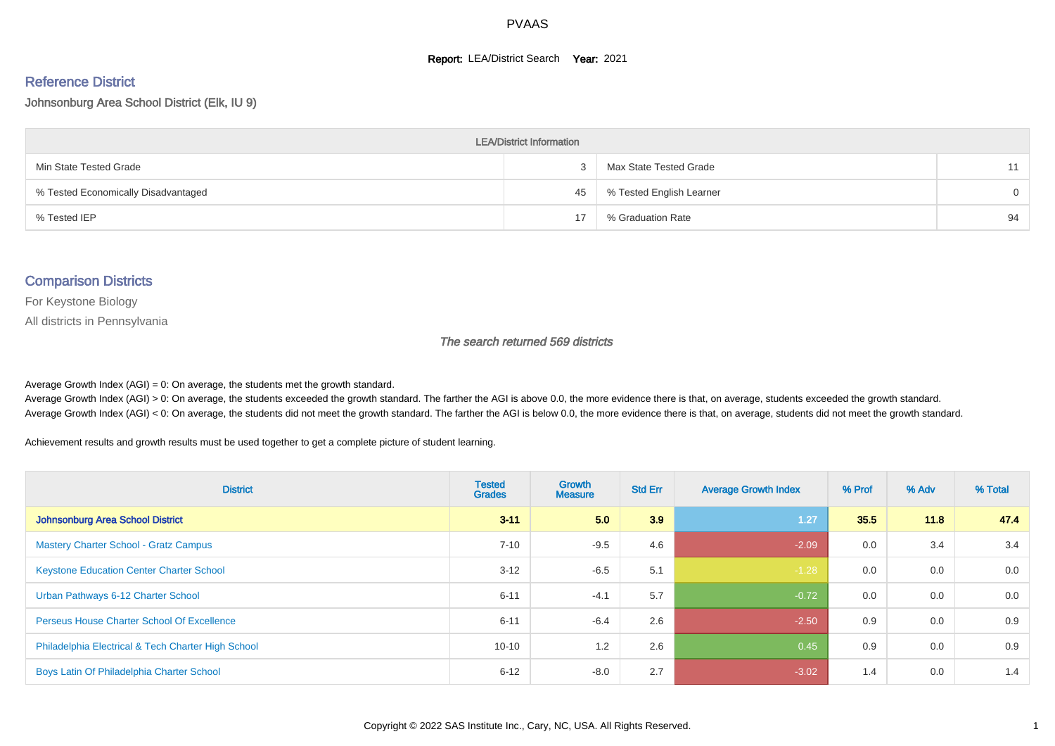# PVAAS

**Report:** LEA/District Search **Year:** 2021

## Reference District

Johnsonburg Area School District (Elk, IU 9)

| LEA/District Information | | | |
|---|---|---|---|
| Min State Tested Grade | 3 | Max State Tested Grade | 11 |
| % Tested Economically Disadvantaged | 45 | % Tested English Learner | 0 |
| % Tested IEP | 17 | % Graduation Rate | 94 |

## Comparison Districts

For Keystone Biology

All districts in Pennsylvania

*The search returned 569 districts*

Average Growth Index (AGI) = 0: On average, the students met the growth standard.
Average Growth Index (AGI) > 0: On average, the students exceeded the growth standard. The farther the AGI is above 0.0, the more evidence there is that, on average, students exceeded the growth standard.
Average Growth Index (AGI) < 0: On average, the students did not meet the growth standard. The farther the AGI is below 0.0, the more evidence there is that, on average, students did not meet the growth standard.

Achievement results and growth results must be used together to get a complete picture of student learning.

| District | Tested Grades | Growth Measure | Std Err | Average Growth Index | % Prof | % Adv | % Total |
|---|---|---|---|---|---|---|---|
| **Johnsonburg Area School District** | **3-11** | **5.0** | **3.9** | 1.27 | **35.5** | **11.8** | **47.4** |
| Mastery Charter School - Gratz Campus | 7-10 | -9.5 | 4.6 | -2.09 | 0.0 | 3.4 | 3.4 |
| Keystone Education Center Charter School | 3-12 | -6.5 | 5.1 | -1.28 | 0.0 | 0.0 | 0.0 |
| Urban Pathways 6-12 Charter School | 6-11 | -4.1 | 5.7 | -0.72 | 0.0 | 0.0 | 0.0 |
| Perseus House Charter School Of Excellence | 6-11 | -6.4 | 2.6 | -2.50 | 0.9 | 0.0 | 0.9 |
| Philadelphia Electrical & Tech Charter High School | 10-10 | 1.2 | 2.6 | 0.45 | 0.9 | 0.0 | 0.9 |
| Boys Latin Of Philadelphia Charter School | 6-12 | -8.0 | 2.7 | -3.02 | 1.4 | 0.0 | 1.4 |

Copyright © 2022 SAS Institute Inc., Cary, NC, USA. All Rights Reserved.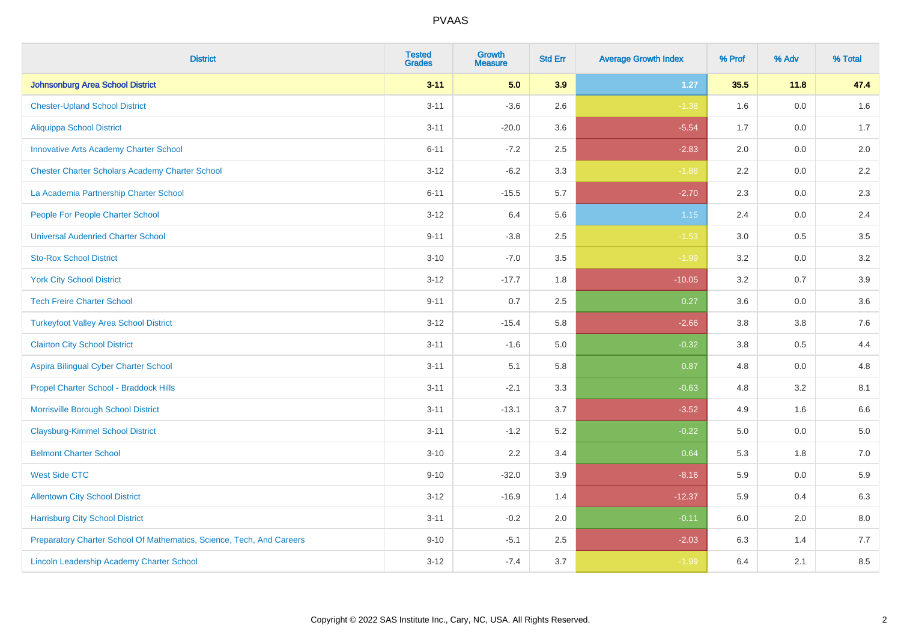| District | Tested Grades | Growth Measure | Std Err | Average Growth Index | % Prof | % Adv | % Total |
|---|---|---|---|---|---|---|---|
| **Johnsonburg Area School District** | **3-11** | **5.0** | **3.9** | **1.27** | **35.5** | **11.8** | **47.4** |
| Chester-Upland School District | 3-11 | -3.6 | 2.6 | -1.38 | 1.6 | 0.0 | 1.6 |
| Aliquippa School District | 3-11 | -20.0 | 3.6 | -5.54 | 1.7 | 0.0 | 1.7 |
| Innovative Arts Academy Charter School | 6-11 | -7.2 | 2.5 | -2.83 | 2.0 | 0.0 | 2.0 |
| Chester Charter Scholars Academy Charter School | 3-12 | -6.2 | 3.3 | -1.88 | 2.2 | 0.0 | 2.2 |
| La Academia Partnership Charter School | 6-11 | -15.5 | 5.7 | -2.70 | 2.3 | 0.0 | 2.3 |
| People For People Charter School | 3-12 | 6.4 | 5.6 | 1.15 | 2.4 | 0.0 | 2.4 |
| Universal Audenried Charter School | 9-11 | -3.8 | 2.5 | -1.53 | 3.0 | 0.5 | 3.5 |
| Sto-Rox School District | 3-10 | -7.0 | 3.5 | -1.99 | 3.2 | 0.0 | 3.2 |
| York City School District | 3-12 | -17.7 | 1.8 | -10.05 | 3.2 | 0.7 | 3.9 |
| Tech Freire Charter School | 9-11 | 0.7 | 2.5 | 0.27 | 3.6 | 0.0 | 3.6 |
| Turkeyfoot Valley Area School District | 3-12 | -15.4 | 5.8 | -2.66 | 3.8 | 3.8 | 7.6 |
| Clairton City School District | 3-11 | -1.6 | 5.0 | -0.32 | 3.8 | 0.5 | 4.4 |
| Aspira Bilingual Cyber Charter School | 3-11 | 5.1 | 5.8 | 0.87 | 4.8 | 0.0 | 4.8 |
| Propel Charter School - Braddock Hills | 3-11 | -2.1 | 3.3 | -0.63 | 4.8 | 3.2 | 8.1 |
| Morrisville Borough School District | 3-11 | -13.1 | 3.7 | -3.52 | 4.9 | 1.6 | 6.6 |
| Claysburg-Kimmel School District | 3-11 | -1.2 | 5.2 | -0.22 | 5.0 | 0.0 | 5.0 |
| Belmont Charter School | 3-10 | 2.2 | 3.4 | 0.64 | 5.3 | 1.8 | 7.0 |
| West Side CTC | 9-10 | -32.0 | 3.9 | -8.16 | 5.9 | 0.0 | 5.9 |
| Allentown City School District | 3-12 | -16.9 | 1.4 | -12.37 | 5.9 | 0.4 | 6.3 |
| Harrisburg City School District | 3-11 | -0.2 | 2.0 | -0.11 | 6.0 | 2.0 | 8.0 |
| Preparatory Charter School Of Mathematics, Science, Tech, And Careers | 9-10 | -5.1 | 2.5 | -2.03 | 6.3 | 1.4 | 7.7 |
| Lincoln Leadership Academy Charter School | 3-12 | -7.4 | 3.7 | -1.99 | 6.4 | 2.1 | 8.5 |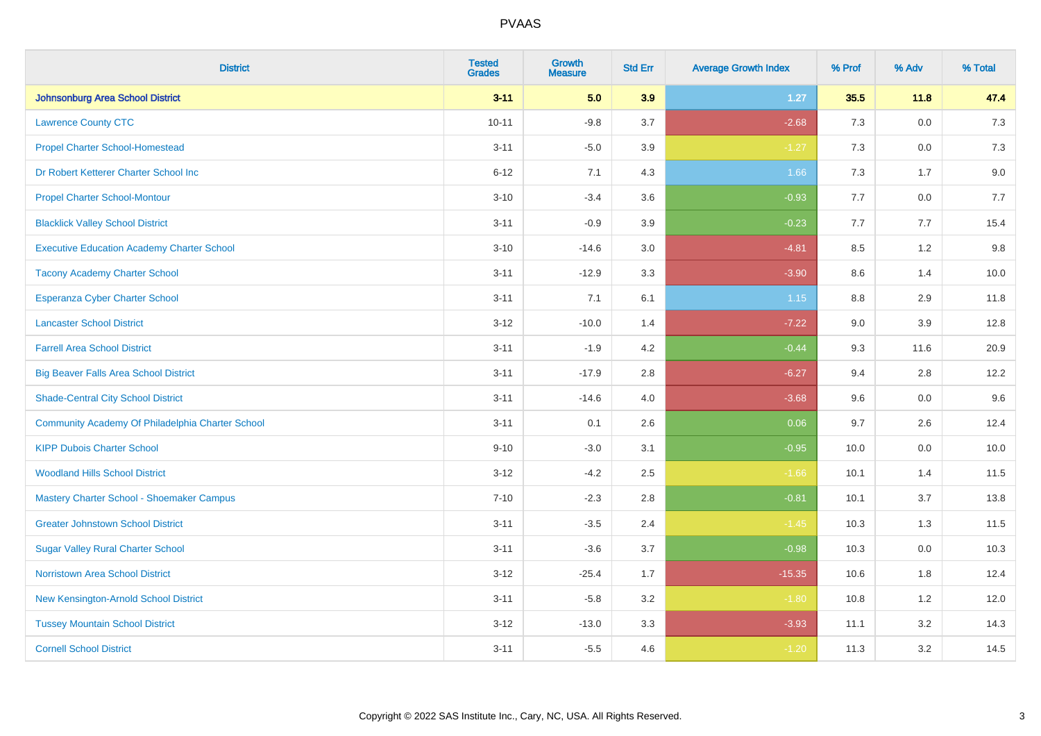| District | Tested Grades | Growth Measure | Std Err | Average Growth Index | % Prof | % Adv | % Total |
|---|---|---|---|---|---|---|---|
| **Johnsonburg Area School District** | **3-11** | **5.0** | **3.9** | **1.27** | **35.5** | **11.8** | **47.4** |
| Lawrence County CTC | 10-11 | -9.8 | 3.7 | -2.68 | 7.3 | 0.0 | 7.3 |
| Propel Charter School-Homestead | 3-11 | -5.0 | 3.9 | -1.27 | 7.3 | 0.0 | 7.3 |
| Dr Robert Ketterer Charter School Inc | 6-12 | 7.1 | 4.3 | 1.66 | 7.3 | 1.7 | 9.0 |
| Propel Charter School-Montour | 3-10 | -3.4 | 3.6 | -0.93 | 7.7 | 0.0 | 7.7 |
| Blacklick Valley School District | 3-11 | -0.9 | 3.9 | -0.23 | 7.7 | 7.7 | 15.4 |
| Executive Education Academy Charter School | 3-10 | -14.6 | 3.0 | -4.81 | 8.5 | 1.2 | 9.8 |
| Tacony Academy Charter School | 3-11 | -12.9 | 3.3 | -3.90 | 8.6 | 1.4 | 10.0 |
| Esperanza Cyber Charter School | 3-11 | 7.1 | 6.1 | 1.15 | 8.8 | 2.9 | 11.8 |
| Lancaster School District | 3-12 | -10.0 | 1.4 | -7.22 | 9.0 | 3.9 | 12.8 |
| Farrell Area School District | 3-11 | -1.9 | 4.2 | -0.44 | 9.3 | 11.6 | 20.9 |
| Big Beaver Falls Area School District | 3-11 | -17.9 | 2.8 | -6.27 | 9.4 | 2.8 | 12.2 |
| Shade-Central City School District | 3-11 | -14.6 | 4.0 | -3.68 | 9.6 | 0.0 | 9.6 |
| Community Academy Of Philadelphia Charter School | 3-11 | 0.1 | 2.6 | 0.06 | 9.7 | 2.6 | 12.4 |
| KIPP Dubois Charter School | 9-10 | -3.0 | 3.1 | -0.95 | 10.0 | 0.0 | 10.0 |
| Woodland Hills School District | 3-12 | -4.2 | 2.5 | -1.66 | 10.1 | 1.4 | 11.5 |
| Mastery Charter School - Shoemaker Campus | 7-10 | -2.3 | 2.8 | -0.81 | 10.1 | 3.7 | 13.8 |
| Greater Johnstown School District | 3-11 | -3.5 | 2.4 | -1.45 | 10.3 | 1.3 | 11.5 |
| Sugar Valley Rural Charter School | 3-11 | -3.6 | 3.7 | -0.98 | 10.3 | 0.0 | 10.3 |
| Norristown Area School District | 3-12 | -25.4 | 1.7 | -15.35 | 10.6 | 1.8 | 12.4 |
| New Kensington-Arnold School District | 3-11 | -5.8 | 3.2 | -1.80 | 10.8 | 1.2 | 12.0 |
| Tussey Mountain School District | 3-12 | -13.0 | 3.3 | -3.93 | 11.1 | 3.2 | 14.3 |
| Cornell School District | 3-11 | -5.5 | 4.6 | -1.20 | 11.3 | 3.2 | 14.5 |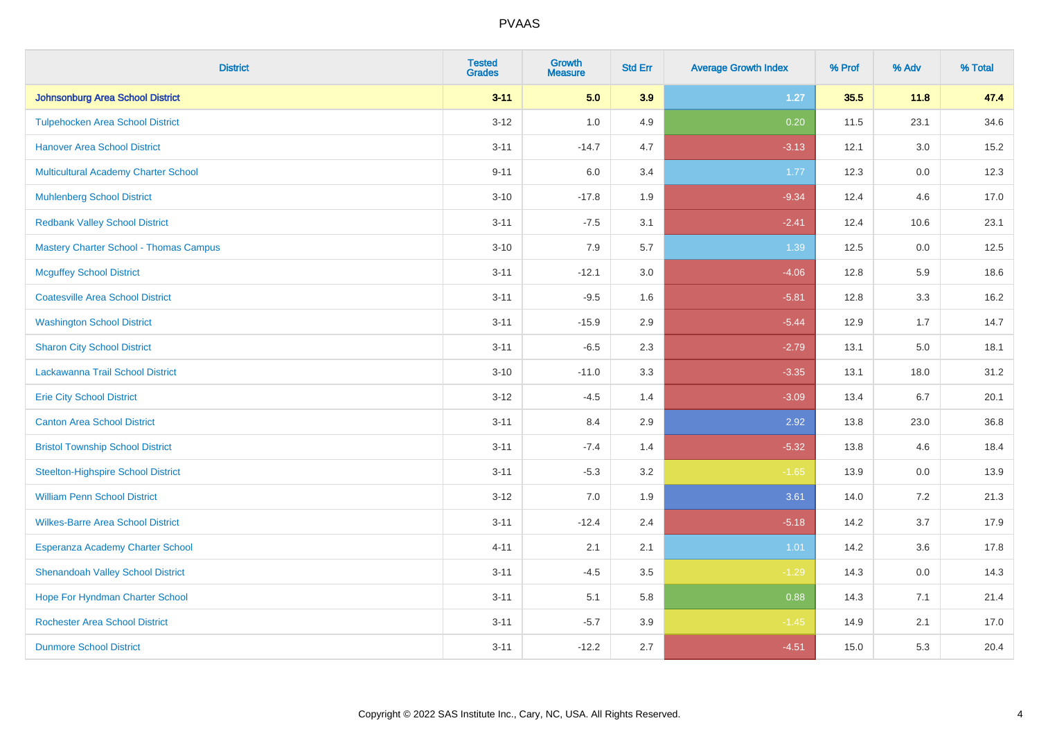| District | Tested Grades | Growth Measure | Std Err | Average Growth Index | % Prof | % Adv | % Total |
|---|---|---|---|---|---|---|---|
| **Johnsonburg Area School District** | **3-11** | **5.0** | **3.9** | **1.27** | **35.5** | **11.8** | **47.4** |
| Tulpehocken Area School District | 3-12 | 1.0 | 4.9 | 0.20 | 11.5 | 23.1 | 34.6 |
| Hanover Area School District | 3-11 | -14.7 | 4.7 | -3.13 | 12.1 | 3.0 | 15.2 |
| Multicultural Academy Charter School | 9-11 | 6.0 | 3.4 | 1.77 | 12.3 | 0.0 | 12.3 |
| Muhlenberg School District | 3-10 | -17.8 | 1.9 | -9.34 | 12.4 | 4.6 | 17.0 |
| Redbank Valley School District | 3-11 | -7.5 | 3.1 | -2.41 | 12.4 | 10.6 | 23.1 |
| Mastery Charter School - Thomas Campus | 3-10 | 7.9 | 5.7 | 1.39 | 12.5 | 0.0 | 12.5 |
| Mcguffey School District | 3-11 | -12.1 | 3.0 | -4.06 | 12.8 | 5.9 | 18.6 |
| Coatesville Area School District | 3-11 | -9.5 | 1.6 | -5.81 | 12.8 | 3.3 | 16.2 |
| Washington School District | 3-11 | -15.9 | 2.9 | -5.44 | 12.9 | 1.7 | 14.7 |
| Sharon City School District | 3-11 | -6.5 | 2.3 | -2.79 | 13.1 | 5.0 | 18.1 |
| Lackawanna Trail School District | 3-10 | -11.0 | 3.3 | -3.35 | 13.1 | 18.0 | 31.2 |
| Erie City School District | 3-12 | -4.5 | 1.4 | -3.09 | 13.4 | 6.7 | 20.1 |
| Canton Area School District | 3-11 | 8.4 | 2.9 | 2.92 | 13.8 | 23.0 | 36.8 |
| Bristol Township School District | 3-11 | -7.4 | 1.4 | -5.32 | 13.8 | 4.6 | 18.4 |
| Steelton-Highspire School District | 3-11 | -5.3 | 3.2 | -1.65 | 13.9 | 0.0 | 13.9 |
| William Penn School District | 3-12 | 7.0 | 1.9 | 3.61 | 14.0 | 7.2 | 21.3 |
| Wilkes-Barre Area School District | 3-11 | -12.4 | 2.4 | -5.18 | 14.2 | 3.7 | 17.9 |
| Esperanza Academy Charter School | 4-11 | 2.1 | 2.1 | 1.01 | 14.2 | 3.6 | 17.8 |
| Shenandoah Valley School District | 3-11 | -4.5 | 3.5 | -1.29 | 14.3 | 0.0 | 14.3 |
| Hope For Hyndman Charter School | 3-11 | 5.1 | 5.8 | 0.88 | 14.3 | 7.1 | 21.4 |
| Rochester Area School District | 3-11 | -5.7 | 3.9 | -1.45 | 14.9 | 2.1 | 17.0 |
| Dunmore School District | 3-11 | -12.2 | 2.7 | -4.51 | 15.0 | 5.3 | 20.4 |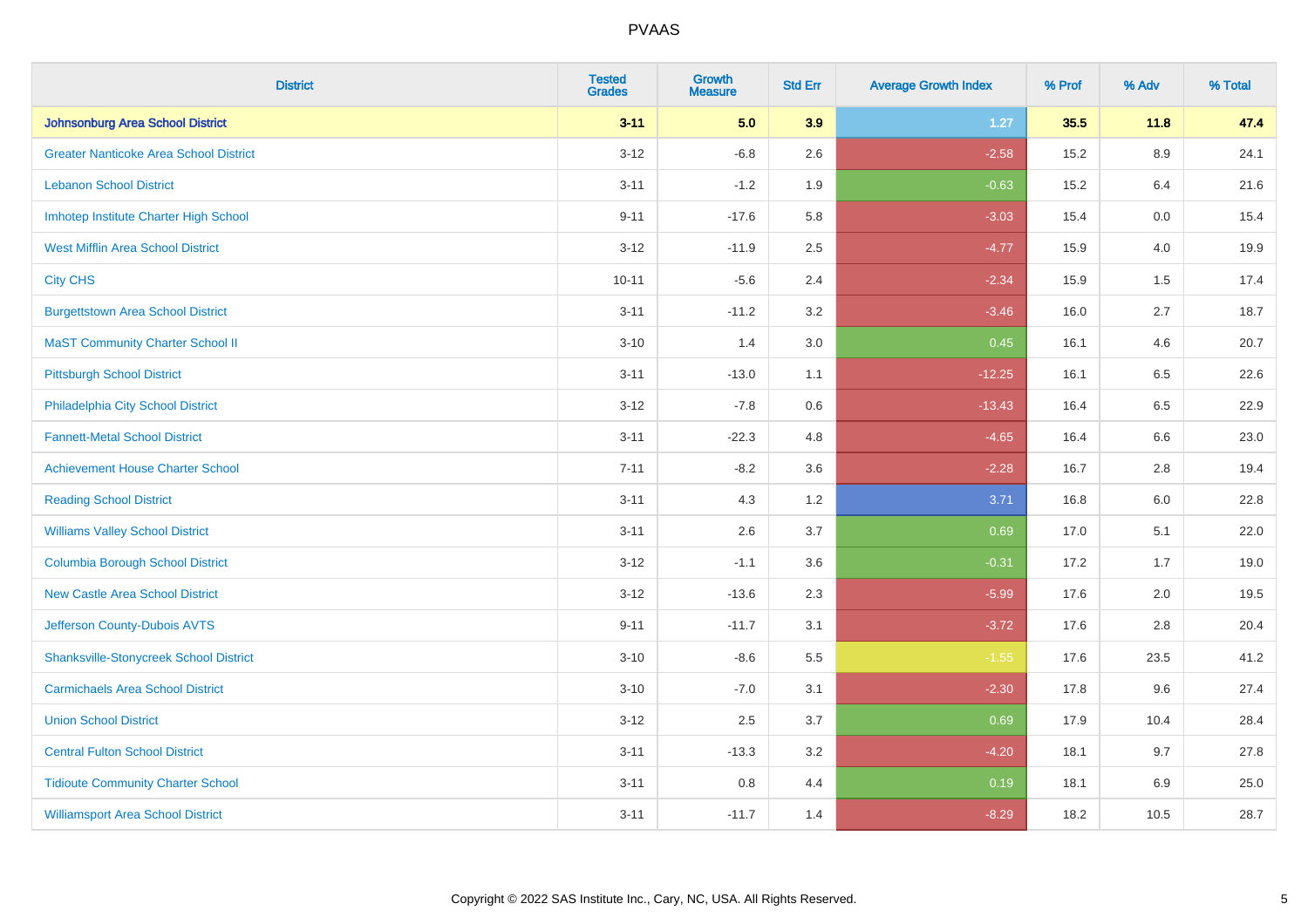# PVAAS

| District | Tested Grades | Growth Measure | Std Err | Average Growth Index | % Prof | % Adv | % Total |
|---|---|---|---|---|---|---|---|
| **Johnsonburg Area School District** | **3-11** | **5.0** | **3.9** | **1.27** | **35.5** | **11.8** | **47.4** |
| Greater Nanticoke Area School District | 3-12 | -6.8 | 2.6 | -2.58 | 15.2 | 8.9 | 24.1 |
| Lebanon School District | 3-11 | -1.2 | 1.9 | -0.63 | 15.2 | 6.4 | 21.6 |
| Imhotep Institute Charter High School | 9-11 | -17.6 | 5.8 | -3.03 | 15.4 | 0.0 | 15.4 |
| West Mifflin Area School District | 3-12 | -11.9 | 2.5 | -4.77 | 15.9 | 4.0 | 19.9 |
| City CHS | 10-11 | -5.6 | 2.4 | -2.34 | 15.9 | 1.5 | 17.4 |
| Burgettstown Area School District | 3-11 | -11.2 | 3.2 | -3.46 | 16.0 | 2.7 | 18.7 |
| MaST Community Charter School II | 3-10 | 1.4 | 3.0 | 0.45 | 16.1 | 4.6 | 20.7 |
| Pittsburgh School District | 3-11 | -13.0 | 1.1 | -12.25 | 16.1 | 6.5 | 22.6 |
| Philadelphia City School District | 3-12 | -7.8 | 0.6 | -13.43 | 16.4 | 6.5 | 22.9 |
| Fannett-Metal School District | 3-11 | -22.3 | 4.8 | -4.65 | 16.4 | 6.6 | 23.0 |
| Achievement House Charter School | 7-11 | -8.2 | 3.6 | -2.28 | 16.7 | 2.8 | 19.4 |
| Reading School District | 3-11 | 4.3 | 1.2 | 3.71 | 16.8 | 6.0 | 22.8 |
| Williams Valley School District | 3-11 | 2.6 | 3.7 | 0.69 | 17.0 | 5.1 | 22.0 |
| Columbia Borough School District | 3-12 | -1.1 | 3.6 | -0.31 | 17.2 | 1.7 | 19.0 |
| New Castle Area School District | 3-12 | -13.6 | 2.3 | -5.99 | 17.6 | 2.0 | 19.5 |
| Jefferson County-Dubois AVTS | 9-11 | -11.7 | 3.1 | -3.72 | 17.6 | 2.8 | 20.4 |
| Shanksville-Stonycreek School District | 3-10 | -8.6 | 5.5 | -1.55 | 17.6 | 23.5 | 41.2 |
| Carmichaels Area School District | 3-10 | -7.0 | 3.1 | -2.30 | 17.8 | 9.6 | 27.4 |
| Union School District | 3-12 | 2.5 | 3.7 | 0.69 | 17.9 | 10.4 | 28.4 |
| Central Fulton School District | 3-11 | -13.3 | 3.2 | -4.20 | 18.1 | 9.7 | 27.8 |
| Tidioute Community Charter School | 3-11 | 0.8 | 4.4 | 0.19 | 18.1 | 6.9 | 25.0 |
| Williamsport Area School District | 3-11 | -11.7 | 1.4 | -8.29 | 18.2 | 10.5 | 28.7 |

Copyright © 2022 SAS Institute Inc., Cary, NC, USA. All Rights Reserved.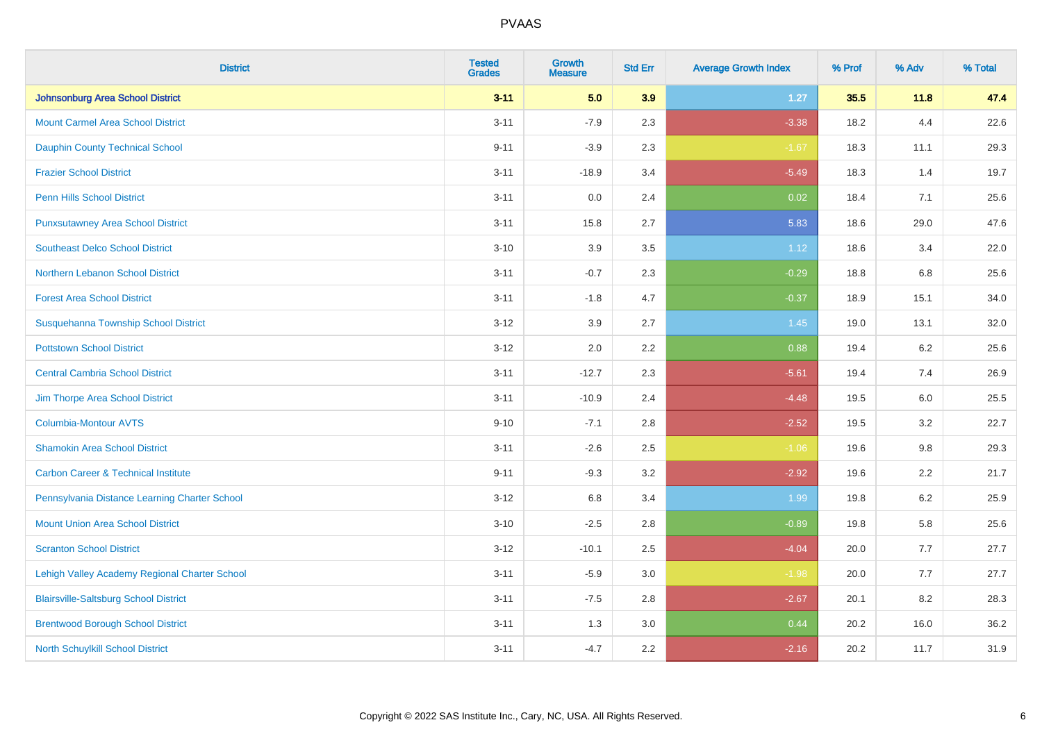# PVAAS

| District | Tested Grades | Growth Measure | Std Err | Average Growth Index | % Prof | % Adv | % Total |
|---|---|---|---|---|---|---|---|
| **Johnsonburg Area School District** | **3-11** | **5.0** | **3.9** | **1.27** | **35.5** | **11.8** | **47.4** |
| Mount Carmel Area School District | 3-11 | -7.9 | 2.3 | -3.38 | 18.2 | 4.4 | 22.6 |
| Dauphin County Technical School | 9-11 | -3.9 | 2.3 | -1.67 | 18.3 | 11.1 | 29.3 |
| Frazier School District | 3-11 | -18.9 | 3.4 | -5.49 | 18.3 | 1.4 | 19.7 |
| Penn Hills School District | 3-11 | 0.0 | 2.4 | 0.02 | 18.4 | 7.1 | 25.6 |
| Punxsutawney Area School District | 3-11 | 15.8 | 2.7 | 5.83 | 18.6 | 29.0 | 47.6 |
| Southeast Delco School District | 3-10 | 3.9 | 3.5 | 1.12 | 18.6 | 3.4 | 22.0 |
| Northern Lebanon School District | 3-11 | -0.7 | 2.3 | -0.29 | 18.8 | 6.8 | 25.6 |
| Forest Area School District | 3-11 | -1.8 | 4.7 | -0.37 | 18.9 | 15.1 | 34.0 |
| Susquehanna Township School District | 3-12 | 3.9 | 2.7 | 1.45 | 19.0 | 13.1 | 32.0 |
| Pottstown School District | 3-12 | 2.0 | 2.2 | 0.88 | 19.4 | 6.2 | 25.6 |
| Central Cambria School District | 3-11 | -12.7 | 2.3 | -5.61 | 19.4 | 7.4 | 26.9 |
| Jim Thorpe Area School District | 3-11 | -10.9 | 2.4 | -4.48 | 19.5 | 6.0 | 25.5 |
| Columbia-Montour AVTS | 9-10 | -7.1 | 2.8 | -2.52 | 19.5 | 3.2 | 22.7 |
| Shamokin Area School District | 3-11 | -2.6 | 2.5 | -1.06 | 19.6 | 9.8 | 29.3 |
| Carbon Career & Technical Institute | 9-11 | -9.3 | 3.2 | -2.92 | 19.6 | 2.2 | 21.7 |
| Pennsylvania Distance Learning Charter School | 3-12 | 6.8 | 3.4 | 1.99 | 19.8 | 6.2 | 25.9 |
| Mount Union Area School District | 3-10 | -2.5 | 2.8 | -0.89 | 19.8 | 5.8 | 25.6 |
| Scranton School District | 3-12 | -10.1 | 2.5 | -4.04 | 20.0 | 7.7 | 27.7 |
| Lehigh Valley Academy Regional Charter School | 3-11 | -5.9 | 3.0 | -1.98 | 20.0 | 7.7 | 27.7 |
| Blairsville-Saltsburg School District | 3-11 | -7.5 | 2.8 | -2.67 | 20.1 | 8.2 | 28.3 |
| Brentwood Borough School District | 3-11 | 1.3 | 3.0 | 0.44 | 20.2 | 16.0 | 36.2 |
| North Schuylkill School District | 3-11 | -4.7 | 2.2 | -2.16 | 20.2 | 11.7 | 31.9 |

Copyright © 2022 SAS Institute Inc., Cary, NC, USA. All Rights Reserved.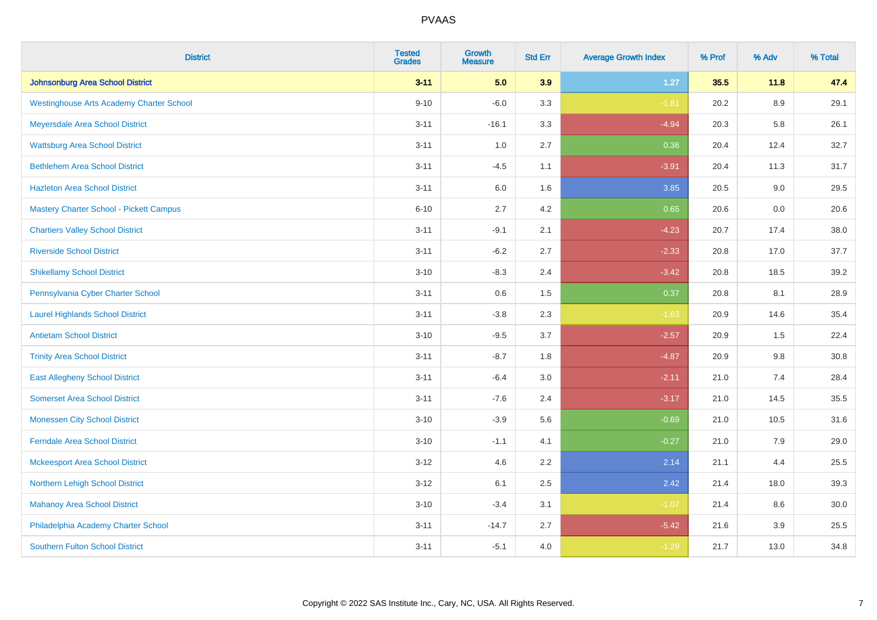# PVAAS

| District | Tested Grades | Growth Measure | Std Err | Average Growth Index | % Prof | % Adv | % Total |
|---|---|---|---|---|---|---|---|
| **Johnsonburg Area School District** | **3-11** | **5.0** | **3.9** | **1.27** | **35.5** | **11.8** | **47.4** |
| Westinghouse Arts Academy Charter School | 9-10 | -6.0 | 3.3 | -1.81 | 20.2 | 8.9 | 29.1 |
| Meyersdale Area School District | 3-11 | -16.1 | 3.3 | -4.94 | 20.3 | 5.8 | 26.1 |
| Wattsburg Area School District | 3-11 | 1.0 | 2.7 | 0.36 | 20.4 | 12.4 | 32.7 |
| Bethlehem Area School District | 3-11 | -4.5 | 1.1 | -3.91 | 20.4 | 11.3 | 31.7 |
| Hazleton Area School District | 3-11 | 6.0 | 1.6 | 3.85 | 20.5 | 9.0 | 29.5 |
| Mastery Charter School - Pickett Campus | 6-10 | 2.7 | 4.2 | 0.65 | 20.6 | 0.0 | 20.6 |
| Chartiers Valley School District | 3-11 | -9.1 | 2.1 | -4.23 | 20.7 | 17.4 | 38.0 |
| Riverside School District | 3-11 | -6.2 | 2.7 | -2.33 | 20.8 | 17.0 | 37.7 |
| Shikellamy School District | 3-10 | -8.3 | 2.4 | -3.42 | 20.8 | 18.5 | 39.2 |
| Pennsylvania Cyber Charter School | 3-11 | 0.6 | 1.5 | 0.37 | 20.8 | 8.1 | 28.9 |
| Laurel Highlands School District | 3-11 | -3.8 | 2.3 | -1.63 | 20.9 | 14.6 | 35.4 |
| Antietam School District | 3-10 | -9.5 | 3.7 | -2.57 | 20.9 | 1.5 | 22.4 |
| Trinity Area School District | 3-11 | -8.7 | 1.8 | -4.87 | 20.9 | 9.8 | 30.8 |
| East Allegheny School District | 3-11 | -6.4 | 3.0 | -2.11 | 21.0 | 7.4 | 28.4 |
| Somerset Area School District | 3-11 | -7.6 | 2.4 | -3.17 | 21.0 | 14.5 | 35.5 |
| Monessen City School District | 3-10 | -3.9 | 5.6 | -0.69 | 21.0 | 10.5 | 31.6 |
| Ferndale Area School District | 3-10 | -1.1 | 4.1 | -0.27 | 21.0 | 7.9 | 29.0 |
| Mckeesport Area School District | 3-12 | 4.6 | 2.2 | 2.14 | 21.1 | 4.4 | 25.5 |
| Northern Lehigh School District | 3-12 | 6.1 | 2.5 | 2.42 | 21.4 | 18.0 | 39.3 |
| Mahanoy Area School District | 3-10 | -3.4 | 3.1 | -1.07 | 21.4 | 8.6 | 30.0 |
| Philadelphia Academy Charter School | 3-11 | -14.7 | 2.7 | -5.42 | 21.6 | 3.9 | 25.5 |
| Southern Fulton School District | 3-11 | -5.1 | 4.0 | -1.29 | 21.7 | 13.0 | 34.8 |

Copyright © 2022 SAS Institute Inc., Cary, NC, USA. All Rights Reserved.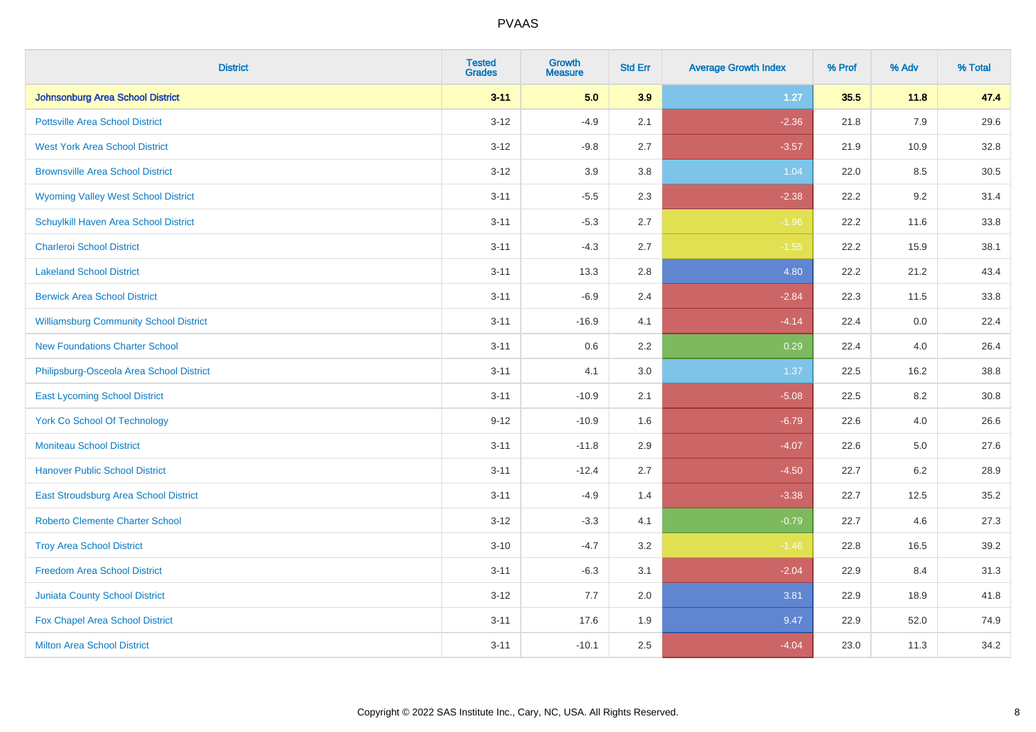# PVAAS

| District | Tested Grades | Growth Measure | Std Err | Average Growth Index | % Prof | % Adv | % Total |
|---|---|---|---|---|---|---|---|
| **Johnsonburg Area School District** | **3-11** | **5.0** | **3.9** | **1.27** | **35.5** | **11.8** | **47.4** |
| Pottsville Area School District | 3-12 | -4.9 | 2.1 | -2.36 | 21.8 | 7.9 | 29.6 |
| West York Area School District | 3-12 | -9.8 | 2.7 | -3.57 | 21.9 | 10.9 | 32.8 |
| Brownsville Area School District | 3-12 | 3.9 | 3.8 | 1.04 | 22.0 | 8.5 | 30.5 |
| Wyoming Valley West School District | 3-11 | -5.5 | 2.3 | -2.38 | 22.2 | 9.2 | 31.4 |
| Schuylkill Haven Area School District | 3-11 | -5.3 | 2.7 | -1.96 | 22.2 | 11.6 | 33.8 |
| Charleroi School District | 3-11 | -4.3 | 2.7 | -1.55 | 22.2 | 15.9 | 38.1 |
| Lakeland School District | 3-11 | 13.3 | 2.8 | 4.80 | 22.2 | 21.2 | 43.4 |
| Berwick Area School District | 3-11 | -6.9 | 2.4 | -2.84 | 22.3 | 11.5 | 33.8 |
| Williamsburg Community School District | 3-11 | -16.9 | 4.1 | -4.14 | 22.4 | 0.0 | 22.4 |
| New Foundations Charter School | 3-11 | 0.6 | 2.2 | 0.29 | 22.4 | 4.0 | 26.4 |
| Philipsburg-Osceola Area School District | 3-11 | 4.1 | 3.0 | 1.37 | 22.5 | 16.2 | 38.8 |
| East Lycoming School District | 3-11 | -10.9 | 2.1 | -5.08 | 22.5 | 8.2 | 30.8 |
| York Co School Of Technology | 9-12 | -10.9 | 1.6 | -6.79 | 22.6 | 4.0 | 26.6 |
| Moniteau School District | 3-11 | -11.8 | 2.9 | -4.07 | 22.6 | 5.0 | 27.6 |
| Hanover Public School District | 3-11 | -12.4 | 2.7 | -4.50 | 22.7 | 6.2 | 28.9 |
| East Stroudsburg Area School District | 3-11 | -4.9 | 1.4 | -3.38 | 22.7 | 12.5 | 35.2 |
| Roberto Clemente Charter School | 3-12 | -3.3 | 4.1 | -0.79 | 22.7 | 4.6 | 27.3 |
| Troy Area School District | 3-10 | -4.7 | 3.2 | -1.46 | 22.8 | 16.5 | 39.2 |
| Freedom Area School District | 3-11 | -6.3 | 3.1 | -2.04 | 22.9 | 8.4 | 31.3 |
| Juniata County School District | 3-12 | 7.7 | 2.0 | 3.81 | 22.9 | 18.9 | 41.8 |
| Fox Chapel Area School District | 3-11 | 17.6 | 1.9 | 9.47 | 22.9 | 52.0 | 74.9 |
| Milton Area School District | 3-11 | -10.1 | 2.5 | -4.04 | 23.0 | 11.3 | 34.2 |

Copyright © 2022 SAS Institute Inc., Cary, NC, USA. All Rights Reserved.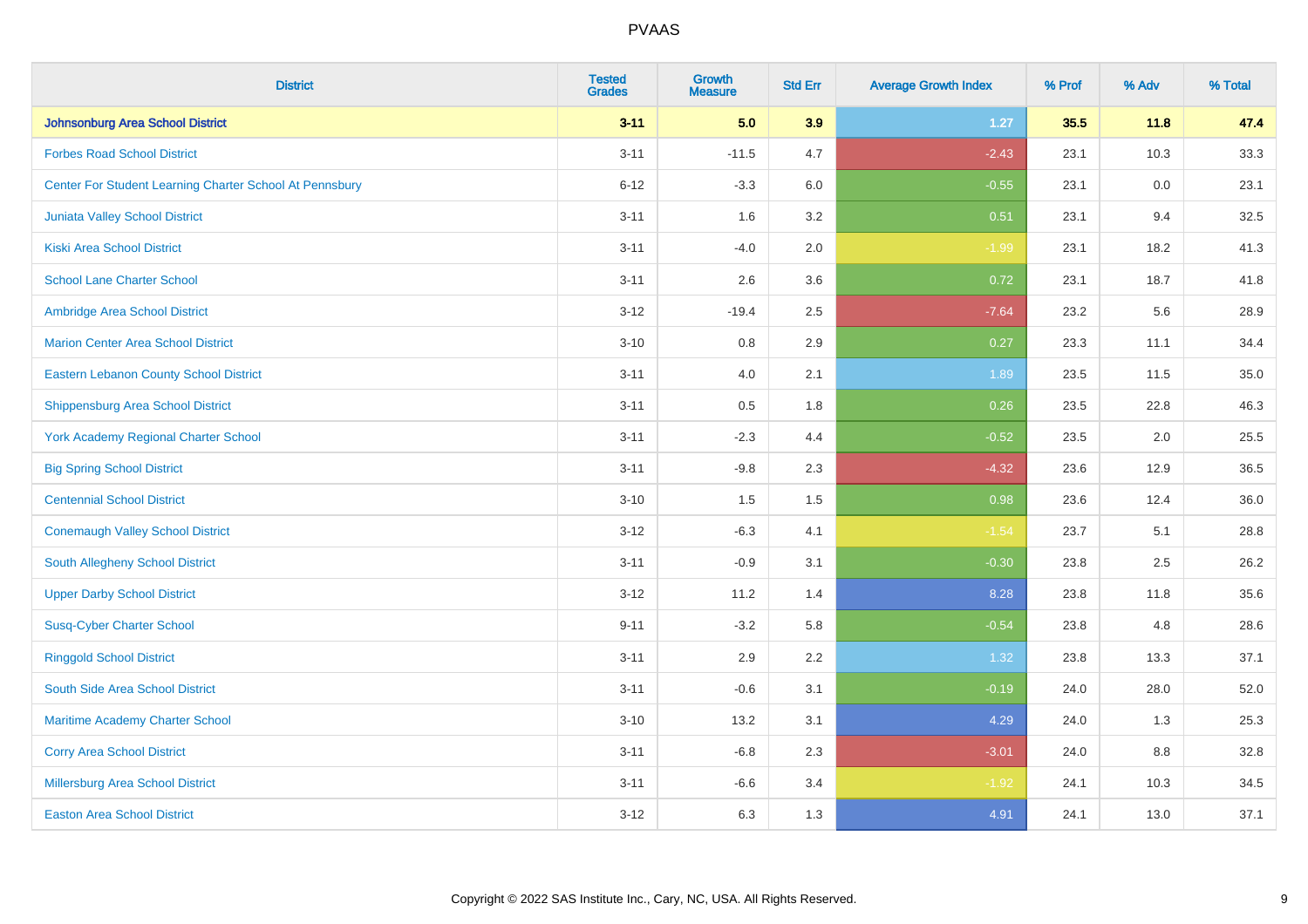| District | Tested Grades | Growth Measure | Std Err | Average Growth Index | % Prof | % Adv | % Total |
|---|---|---|---|---|---|---|---|
| **Johnsonburg Area School District** | **3-11** | **5.0** | **3.9** | **1.27** | **35.5** | **11.8** | **47.4** |
| Forbes Road School District | 3-11 | -11.5 | 4.7 | -2.43 | 23.1 | 10.3 | 33.3 |
| Center For Student Learning Charter School At Pennsbury | 6-12 | -3.3 | 6.0 | -0.55 | 23.1 | 0.0 | 23.1 |
| Juniata Valley School District | 3-11 | 1.6 | 3.2 | 0.51 | 23.1 | 9.4 | 32.5 |
| Kiski Area School District | 3-11 | -4.0 | 2.0 | -1.99 | 23.1 | 18.2 | 41.3 |
| School Lane Charter School | 3-11 | 2.6 | 3.6 | 0.72 | 23.1 | 18.7 | 41.8 |
| Ambridge Area School District | 3-12 | -19.4 | 2.5 | -7.64 | 23.2 | 5.6 | 28.9 |
| Marion Center Area School District | 3-10 | 0.8 | 2.9 | 0.27 | 23.3 | 11.1 | 34.4 |
| Eastern Lebanon County School District | 3-11 | 4.0 | 2.1 | 1.89 | 23.5 | 11.5 | 35.0 |
| Shippensburg Area School District | 3-11 | 0.5 | 1.8 | 0.26 | 23.5 | 22.8 | 46.3 |
| York Academy Regional Charter School | 3-11 | -2.3 | 4.4 | -0.52 | 23.5 | 2.0 | 25.5 |
| Big Spring School District | 3-11 | -9.8 | 2.3 | -4.32 | 23.6 | 12.9 | 36.5 |
| Centennial School District | 3-10 | 1.5 | 1.5 | 0.98 | 23.6 | 12.4 | 36.0 |
| Conemaugh Valley School District | 3-12 | -6.3 | 4.1 | -1.54 | 23.7 | 5.1 | 28.8 |
| South Allegheny School District | 3-11 | -0.9 | 3.1 | -0.30 | 23.8 | 2.5 | 26.2 |
| Upper Darby School District | 3-12 | 11.2 | 1.4 | 8.28 | 23.8 | 11.8 | 35.6 |
| Susq-Cyber Charter School | 9-11 | -3.2 | 5.8 | -0.54 | 23.8 | 4.8 | 28.6 |
| Ringgold School District | 3-11 | 2.9 | 2.2 | 1.32 | 23.8 | 13.3 | 37.1 |
| South Side Area School District | 3-11 | -0.6 | 3.1 | -0.19 | 24.0 | 28.0 | 52.0 |
| Maritime Academy Charter School | 3-10 | 13.2 | 3.1 | 4.29 | 24.0 | 1.3 | 25.3 |
| Corry Area School District | 3-11 | -6.8 | 2.3 | -3.01 | 24.0 | 8.8 | 32.8 |
| Millersburg Area School District | 3-11 | -6.6 | 3.4 | -1.92 | 24.1 | 10.3 | 34.5 |
| Easton Area School District | 3-12 | 6.3 | 1.3 | 4.91 | 24.1 | 13.0 | 37.1 |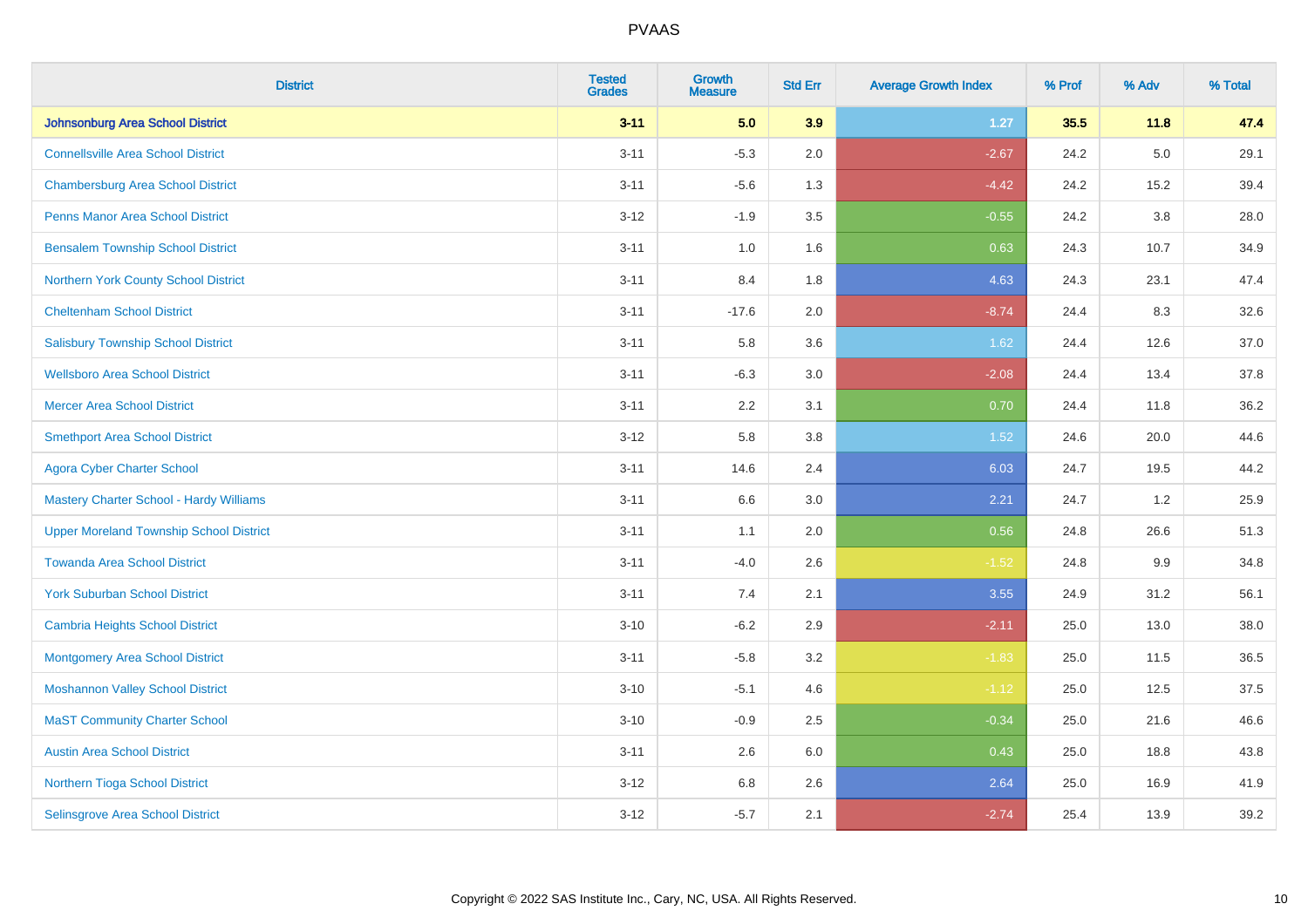| District | Tested Grades | Growth Measure | Std Err | Average Growth Index | % Prof | % Adv | % Total |
|---|---|---|---|---|---|---|---|
| **Johnsonburg Area School District** | **3-11** | **5.0** | **3.9** | **1.27** | **35.5** | **11.8** | **47.4** |
| Connellsville Area School District | 3-11 | -5.3 | 2.0 | -2.67 | 24.2 | 5.0 | 29.1 |
| Chambersburg Area School District | 3-11 | -5.6 | 1.3 | -4.42 | 24.2 | 15.2 | 39.4 |
| Penns Manor Area School District | 3-12 | -1.9 | 3.5 | -0.55 | 24.2 | 3.8 | 28.0 |
| Bensalem Township School District | 3-11 | 1.0 | 1.6 | 0.63 | 24.3 | 10.7 | 34.9 |
| Northern York County School District | 3-11 | 8.4 | 1.8 | 4.63 | 24.3 | 23.1 | 47.4 |
| Cheltenham School District | 3-11 | -17.6 | 2.0 | -8.74 | 24.4 | 8.3 | 32.6 |
| Salisbury Township School District | 3-11 | 5.8 | 3.6 | 1.62 | 24.4 | 12.6 | 37.0 |
| Wellsboro Area School District | 3-11 | -6.3 | 3.0 | -2.08 | 24.4 | 13.4 | 37.8 |
| Mercer Area School District | 3-11 | 2.2 | 3.1 | 0.70 | 24.4 | 11.8 | 36.2 |
| Smethport Area School District | 3-12 | 5.8 | 3.8 | 1.52 | 24.6 | 20.0 | 44.6 |
| Agora Cyber Charter School | 3-11 | 14.6 | 2.4 | 6.03 | 24.7 | 19.5 | 44.2 |
| Mastery Charter School - Hardy Williams | 3-11 | 6.6 | 3.0 | 2.21 | 24.7 | 1.2 | 25.9 |
| Upper Moreland Township School District | 3-11 | 1.1 | 2.0 | 0.56 | 24.8 | 26.6 | 51.3 |
| Towanda Area School District | 3-11 | -4.0 | 2.6 | -1.52 | 24.8 | 9.9 | 34.8 |
| York Suburban School District | 3-11 | 7.4 | 2.1 | 3.55 | 24.9 | 31.2 | 56.1 |
| Cambria Heights School District | 3-10 | -6.2 | 2.9 | -2.11 | 25.0 | 13.0 | 38.0 |
| Montgomery Area School District | 3-11 | -5.8 | 3.2 | -1.83 | 25.0 | 11.5 | 36.5 |
| Moshannon Valley School District | 3-10 | -5.1 | 4.6 | -1.12 | 25.0 | 12.5 | 37.5 |
| MaST Community Charter School | 3-10 | -0.9 | 2.5 | -0.34 | 25.0 | 21.6 | 46.6 |
| Austin Area School District | 3-11 | 2.6 | 6.0 | 0.43 | 25.0 | 18.8 | 43.8 |
| Northern Tioga School District | 3-12 | 6.8 | 2.6 | 2.64 | 25.0 | 16.9 | 41.9 |
| Selinsgrove Area School District | 3-12 | -5.7 | 2.1 | -2.74 | 25.4 | 13.9 | 39.2 |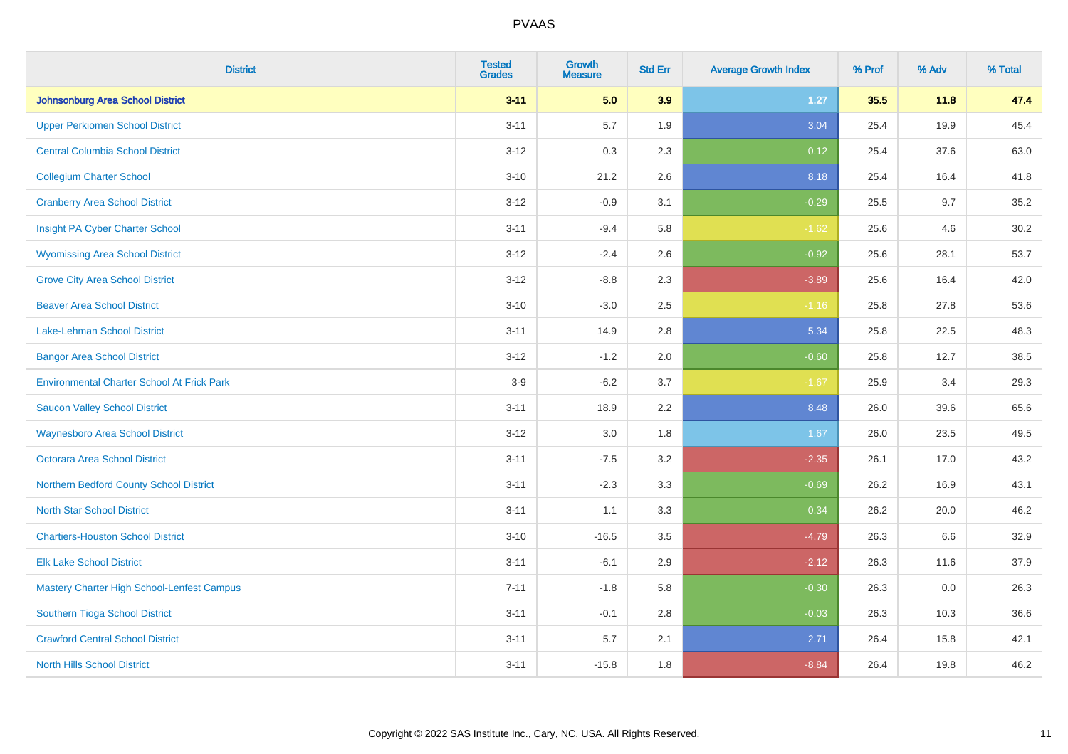# PVAAS

| District | Tested Grades | Growth Measure | Std Err | Average Growth Index | % Prof | % Adv | % Total |
|---|---|---|---|---|---|---|---|
| **Johnsonburg Area School District** | **3-11** | **5.0** | **3.9** | **1.27** | **35.5** | **11.8** | **47.4** |
| Upper Perkiomen School District | 3-11 | 5.7 | 1.9 | 3.04 | 25.4 | 19.9 | 45.4 |
| Central Columbia School District | 3-12 | 0.3 | 2.3 | 0.12 | 25.4 | 37.6 | 63.0 |
| Collegium Charter School | 3-10 | 21.2 | 2.6 | 8.18 | 25.4 | 16.4 | 41.8 |
| Cranberry Area School District | 3-12 | -0.9 | 3.1 | -0.29 | 25.5 | 9.7 | 35.2 |
| Insight PA Cyber Charter School | 3-11 | -9.4 | 5.8 | -1.62 | 25.6 | 4.6 | 30.2 |
| Wyomissing Area School District | 3-12 | -2.4 | 2.6 | -0.92 | 25.6 | 28.1 | 53.7 |
| Grove City Area School District | 3-12 | -8.8 | 2.3 | -3.89 | 25.6 | 16.4 | 42.0 |
| Beaver Area School District | 3-10 | -3.0 | 2.5 | -1.16 | 25.8 | 27.8 | 53.6 |
| Lake-Lehman School District | 3-11 | 14.9 | 2.8 | 5.34 | 25.8 | 22.5 | 48.3 |
| Bangor Area School District | 3-12 | -1.2 | 2.0 | -0.60 | 25.8 | 12.7 | 38.5 |
| Environmental Charter School At Frick Park | 3-9 | -6.2 | 3.7 | -1.67 | 25.9 | 3.4 | 29.3 |
| Saucon Valley School District | 3-11 | 18.9 | 2.2 | 8.48 | 26.0 | 39.6 | 65.6 |
| Waynesboro Area School District | 3-12 | 3.0 | 1.8 | 1.67 | 26.0 | 23.5 | 49.5 |
| Octorara Area School District | 3-11 | -7.5 | 3.2 | -2.35 | 26.1 | 17.0 | 43.2 |
| Northern Bedford County School District | 3-11 | -2.3 | 3.3 | -0.69 | 26.2 | 16.9 | 43.1 |
| North Star School District | 3-11 | 1.1 | 3.3 | 0.34 | 26.2 | 20.0 | 46.2 |
| Chartiers-Houston School District | 3-10 | -16.5 | 3.5 | -4.79 | 26.3 | 6.6 | 32.9 |
| Elk Lake School District | 3-11 | -6.1 | 2.9 | -2.12 | 26.3 | 11.6 | 37.9 |
| Mastery Charter High School-Lenfest Campus | 7-11 | -1.8 | 5.8 | -0.30 | 26.3 | 0.0 | 26.3 |
| Southern Tioga School District | 3-11 | -0.1 | 2.8 | -0.03 | 26.3 | 10.3 | 36.6 |
| Crawford Central School District | 3-11 | 5.7 | 2.1 | 2.71 | 26.4 | 15.8 | 42.1 |
| North Hills School District | 3-11 | -15.8 | 1.8 | -8.84 | 26.4 | 19.8 | 46.2 |

Copyright © 2022 SAS Institute Inc., Cary, NC, USA. All Rights Reserved.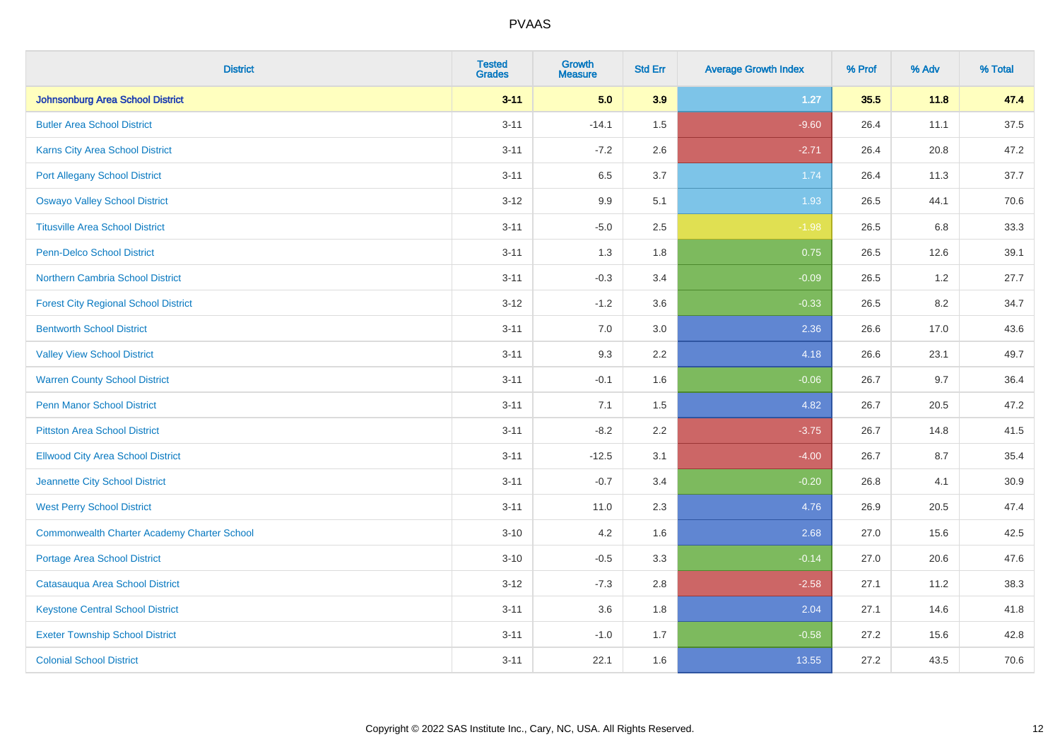# PVAAS

| District | Tested Grades | Growth Measure | Std Err | Average Growth Index | % Prof | % Adv | % Total |
|---|---|---|---|---|---|---|---|
| **Johnsonburg Area School District** | **3-11** | **5.0** | **3.9** | **1.27** | **35.5** | **11.8** | **47.4** |
| Butler Area School District | 3-11 | -14.1 | 1.5 | -9.60 | 26.4 | 11.1 | 37.5 |
| Karns City Area School District | 3-11 | -7.2 | 2.6 | -2.71 | 26.4 | 20.8 | 47.2 |
| Port Allegany School District | 3-11 | 6.5 | 3.7 | 1.74 | 26.4 | 11.3 | 37.7 |
| Oswayo Valley School District | 3-12 | 9.9 | 5.1 | 1.93 | 26.5 | 44.1 | 70.6 |
| Titusville Area School District | 3-11 | -5.0 | 2.5 | -1.98 | 26.5 | 6.8 | 33.3 |
| Penn-Delco School District | 3-11 | 1.3 | 1.8 | 0.75 | 26.5 | 12.6 | 39.1 |
| Northern Cambria School District | 3-11 | -0.3 | 3.4 | -0.09 | 26.5 | 1.2 | 27.7 |
| Forest City Regional School District | 3-12 | -1.2 | 3.6 | -0.33 | 26.5 | 8.2 | 34.7 |
| Bentworth School District | 3-11 | 7.0 | 3.0 | 2.36 | 26.6 | 17.0 | 43.6 |
| Valley View School District | 3-11 | 9.3 | 2.2 | 4.18 | 26.6 | 23.1 | 49.7 |
| Warren County School District | 3-11 | -0.1 | 1.6 | -0.06 | 26.7 | 9.7 | 36.4 |
| Penn Manor School District | 3-11 | 7.1 | 1.5 | 4.82 | 26.7 | 20.5 | 47.2 |
| Pittston Area School District | 3-11 | -8.2 | 2.2 | -3.75 | 26.7 | 14.8 | 41.5 |
| Ellwood City Area School District | 3-11 | -12.5 | 3.1 | -4.00 | 26.7 | 8.7 | 35.4 |
| Jeannette City School District | 3-11 | -0.7 | 3.4 | -0.20 | 26.8 | 4.1 | 30.9 |
| West Perry School District | 3-11 | 11.0 | 2.3 | 4.76 | 26.9 | 20.5 | 47.4 |
| Commonwealth Charter Academy Charter School | 3-10 | 4.2 | 1.6 | 2.68 | 27.0 | 15.6 | 42.5 |
| Portage Area School District | 3-10 | -0.5 | 3.3 | -0.14 | 27.0 | 20.6 | 47.6 |
| Catasauqua Area School District | 3-12 | -7.3 | 2.8 | -2.58 | 27.1 | 11.2 | 38.3 |
| Keystone Central School District | 3-11 | 3.6 | 1.8 | 2.04 | 27.1 | 14.6 | 41.8 |
| Exeter Township School District | 3-11 | -1.0 | 1.7 | -0.58 | 27.2 | 15.6 | 42.8 |
| Colonial School District | 3-11 | 22.1 | 1.6 | 13.55 | 27.2 | 43.5 | 70.6 |

Copyright © 2022 SAS Institute Inc., Cary, NC, USA. All Rights Reserved.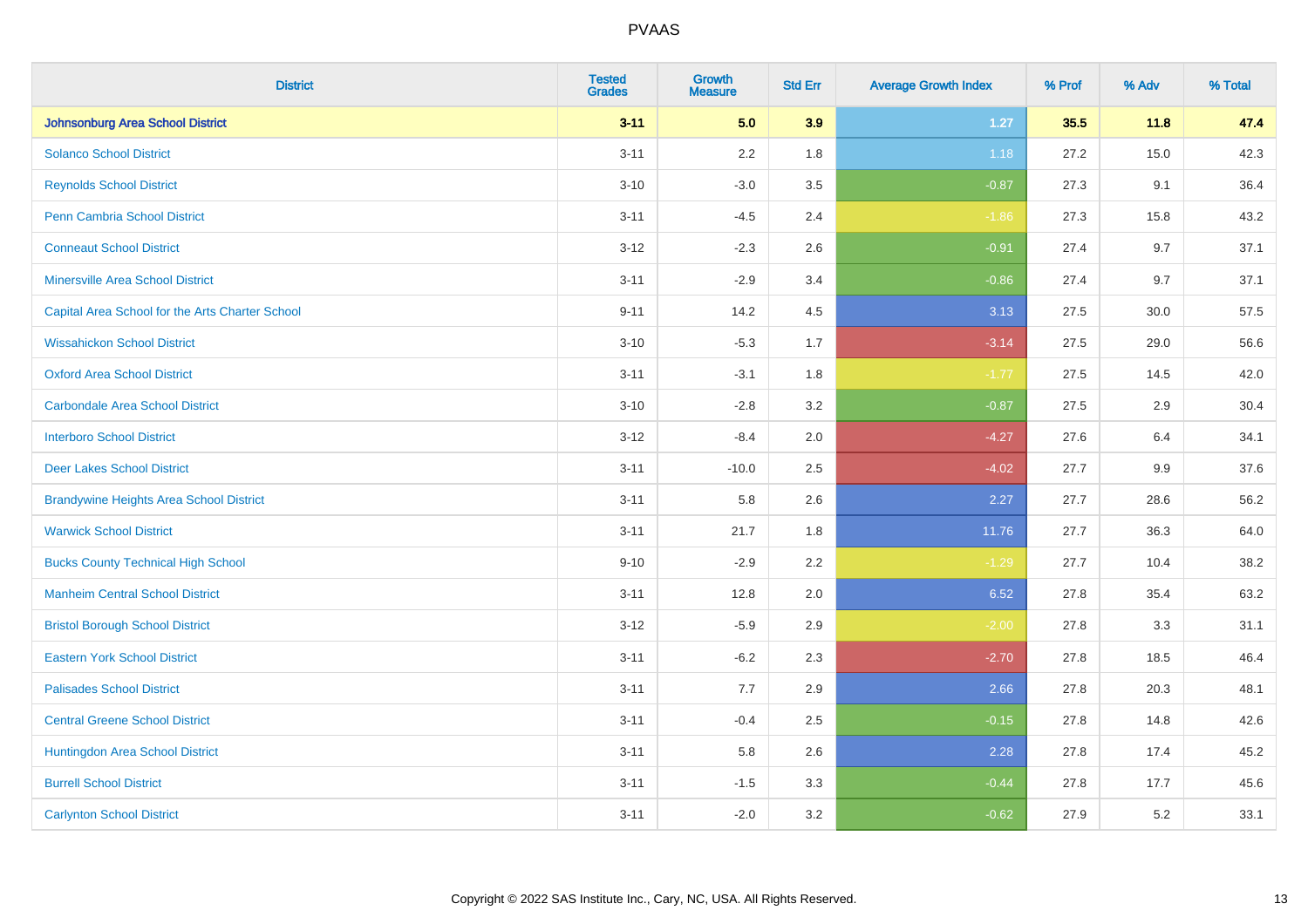| District | Tested Grades | Growth Measure | Std Err | Average Growth Index | % Prof | % Adv | % Total |
|---|---|---|---|---|---|---|---|
| **Johnsonburg Area School District** | **3-11** | **5.0** | **3.9** | **1.27** | **35.5** | **11.8** | **47.4** |
| Solanco School District | 3-11 | 2.2 | 1.8 | 1.18 | 27.2 | 15.0 | 42.3 |
| Reynolds School District | 3-10 | -3.0 | 3.5 | -0.87 | 27.3 | 9.1 | 36.4 |
| Penn Cambria School District | 3-11 | -4.5 | 2.4 | -1.86 | 27.3 | 15.8 | 43.2 |
| Conneaut School District | 3-12 | -2.3 | 2.6 | -0.91 | 27.4 | 9.7 | 37.1 |
| Minersville Area School District | 3-11 | -2.9 | 3.4 | -0.86 | 27.4 | 9.7 | 37.1 |
| Capital Area School for the Arts Charter School | 9-11 | 14.2 | 4.5 | 3.13 | 27.5 | 30.0 | 57.5 |
| Wissahickon School District | 3-10 | -5.3 | 1.7 | -3.14 | 27.5 | 29.0 | 56.6 |
| Oxford Area School District | 3-11 | -3.1 | 1.8 | -1.77 | 27.5 | 14.5 | 42.0 |
| Carbondale Area School District | 3-10 | -2.8 | 3.2 | -0.87 | 27.5 | 2.9 | 30.4 |
| Interboro School District | 3-12 | -8.4 | 2.0 | -4.27 | 27.6 | 6.4 | 34.1 |
| Deer Lakes School District | 3-11 | -10.0 | 2.5 | -4.02 | 27.7 | 9.9 | 37.6 |
| Brandywine Heights Area School District | 3-11 | 5.8 | 2.6 | 2.27 | 27.7 | 28.6 | 56.2 |
| Warwick School District | 3-11 | 21.7 | 1.8 | 11.76 | 27.7 | 36.3 | 64.0 |
| Bucks County Technical High School | 9-10 | -2.9 | 2.2 | -1.29 | 27.7 | 10.4 | 38.2 |
| Manheim Central School District | 3-11 | 12.8 | 2.0 | 6.52 | 27.8 | 35.4 | 63.2 |
| Bristol Borough School District | 3-12 | -5.9 | 2.9 | -2.00 | 27.8 | 3.3 | 31.1 |
| Eastern York School District | 3-11 | -6.2 | 2.3 | -2.70 | 27.8 | 18.5 | 46.4 |
| Palisades School District | 3-11 | 7.7 | 2.9 | 2.66 | 27.8 | 20.3 | 48.1 |
| Central Greene School District | 3-11 | -0.4 | 2.5 | -0.15 | 27.8 | 14.8 | 42.6 |
| Huntingdon Area School District | 3-11 | 5.8 | 2.6 | 2.28 | 27.8 | 17.4 | 45.2 |
| Burrell School District | 3-11 | -1.5 | 3.3 | -0.44 | 27.8 | 17.7 | 45.6 |
| Carlynton School District | 3-11 | -2.0 | 3.2 | -0.62 | 27.9 | 5.2 | 33.1 |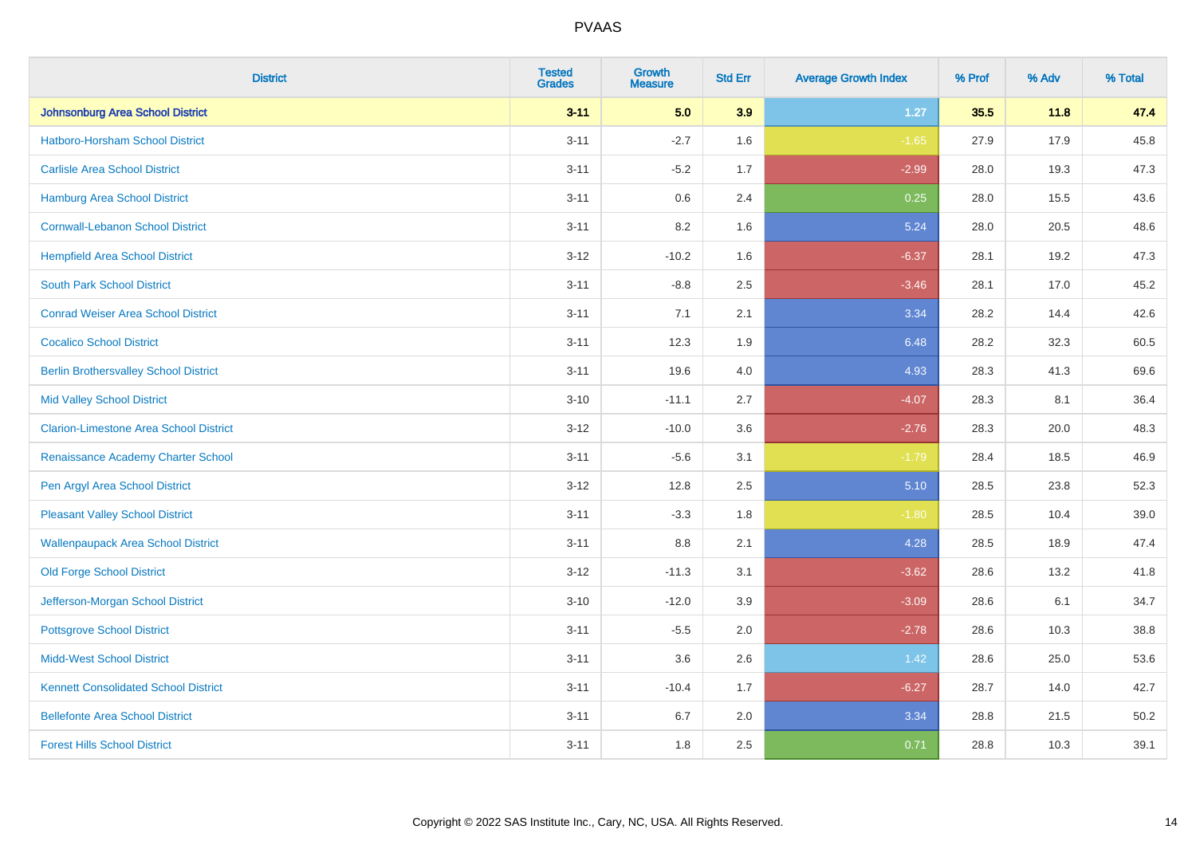# PVAAS

| District | Tested Grades | Growth Measure | Std Err | Average Growth Index | % Prof | % Adv | % Total |
|---|---|---|---|---|---|---|---|
| **Johnsonburg Area School District** | **3-11** | **5.0** | **3.9** | **1.27** | **35.5** | **11.8** | **47.4** |
| Hatboro-Horsham School District | 3-11 | -2.7 | 1.6 | -1.65 | 27.9 | 17.9 | 45.8 |
| Carlisle Area School District | 3-11 | -5.2 | 1.7 | -2.99 | 28.0 | 19.3 | 47.3 |
| Hamburg Area School District | 3-11 | 0.6 | 2.4 | 0.25 | 28.0 | 15.5 | 43.6 |
| Cornwall-Lebanon School District | 3-11 | 8.2 | 1.6 | 5.24 | 28.0 | 20.5 | 48.6 |
| Hempfield Area School District | 3-12 | -10.2 | 1.6 | -6.37 | 28.1 | 19.2 | 47.3 |
| South Park School District | 3-11 | -8.8 | 2.5 | -3.46 | 28.1 | 17.0 | 45.2 |
| Conrad Weiser Area School District | 3-11 | 7.1 | 2.1 | 3.34 | 28.2 | 14.4 | 42.6 |
| Cocalico School District | 3-11 | 12.3 | 1.9 | 6.48 | 28.2 | 32.3 | 60.5 |
| Berlin Brothersvalley School District | 3-11 | 19.6 | 4.0 | 4.93 | 28.3 | 41.3 | 69.6 |
| Mid Valley School District | 3-10 | -11.1 | 2.7 | -4.07 | 28.3 | 8.1 | 36.4 |
| Clarion-Limestone Area School District | 3-12 | -10.0 | 3.6 | -2.76 | 28.3 | 20.0 | 48.3 |
| Renaissance Academy Charter School | 3-11 | -5.6 | 3.1 | -1.79 | 28.4 | 18.5 | 46.9 |
| Pen Argyl Area School District | 3-12 | 12.8 | 2.5 | 5.10 | 28.5 | 23.8 | 52.3 |
| Pleasant Valley School District | 3-11 | -3.3 | 1.8 | -1.80 | 28.5 | 10.4 | 39.0 |
| Wallenpaupack Area School District | 3-11 | 8.8 | 2.1 | 4.28 | 28.5 | 18.9 | 47.4 |
| Old Forge School District | 3-12 | -11.3 | 3.1 | -3.62 | 28.6 | 13.2 | 41.8 |
| Jefferson-Morgan School District | 3-10 | -12.0 | 3.9 | -3.09 | 28.6 | 6.1 | 34.7 |
| Pottsgrove School District | 3-11 | -5.5 | 2.0 | -2.78 | 28.6 | 10.3 | 38.8 |
| Midd-West School District | 3-11 | 3.6 | 2.6 | 1.42 | 28.6 | 25.0 | 53.6 |
| Kennett Consolidated School District | 3-11 | -10.4 | 1.7 | -6.27 | 28.7 | 14.0 | 42.7 |
| Bellefonte Area School District | 3-11 | 6.7 | 2.0 | 3.34 | 28.8 | 21.5 | 50.2 |
| Forest Hills School District | 3-11 | 1.8 | 2.5 | 0.71 | 28.8 | 10.3 | 39.1 |

Copyright © 2022 SAS Institute Inc., Cary, NC, USA. All Rights Reserved.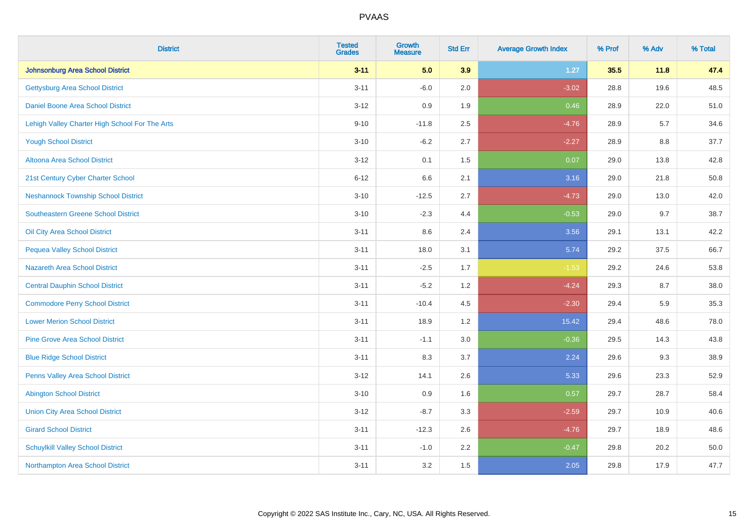# PVAAS

| District | Tested Grades | Growth Measure | Std Err | Average Growth Index | % Prof | % Adv | % Total |
|---|---|---|---|---|---|---|---|
| **Johnsonburg Area School District** | **3-11** | **5.0** | **3.9** | **1.27** | **35.5** | **11.8** | **47.4** |
| Gettysburg Area School District | 3-11 | -6.0 | 2.0 | -3.02 | 28.8 | 19.6 | 48.5 |
| Daniel Boone Area School District | 3-12 | 0.9 | 1.9 | 0.46 | 28.9 | 22.0 | 51.0 |
| Lehigh Valley Charter High School For The Arts | 9-10 | -11.8 | 2.5 | -4.76 | 28.9 | 5.7 | 34.6 |
| Yough School District | 3-10 | -6.2 | 2.7 | -2.27 | 28.9 | 8.8 | 37.7 |
| Altoona Area School District | 3-12 | 0.1 | 1.5 | 0.07 | 29.0 | 13.8 | 42.8 |
| 21st Century Cyber Charter School | 6-12 | 6.6 | 2.1 | 3.16 | 29.0 | 21.8 | 50.8 |
| Neshannock Township School District | 3-10 | -12.5 | 2.7 | -4.73 | 29.0 | 13.0 | 42.0 |
| Southeastern Greene School District | 3-10 | -2.3 | 4.4 | -0.53 | 29.0 | 9.7 | 38.7 |
| Oil City Area School District | 3-11 | 8.6 | 2.4 | 3.56 | 29.1 | 13.1 | 42.2 |
| Pequea Valley School District | 3-11 | 18.0 | 3.1 | 5.74 | 29.2 | 37.5 | 66.7 |
| Nazareth Area School District | 3-11 | -2.5 | 1.7 | -1.53 | 29.2 | 24.6 | 53.8 |
| Central Dauphin School District | 3-11 | -5.2 | 1.2 | -4.24 | 29.3 | 8.7 | 38.0 |
| Commodore Perry School District | 3-11 | -10.4 | 4.5 | -2.30 | 29.4 | 5.9 | 35.3 |
| Lower Merion School District | 3-11 | 18.9 | 1.2 | 15.42 | 29.4 | 48.6 | 78.0 |
| Pine Grove Area School District | 3-11 | -1.1 | 3.0 | -0.36 | 29.5 | 14.3 | 43.8 |
| Blue Ridge School District | 3-11 | 8.3 | 3.7 | 2.24 | 29.6 | 9.3 | 38.9 |
| Penns Valley Area School District | 3-12 | 14.1 | 2.6 | 5.33 | 29.6 | 23.3 | 52.9 |
| Abington School District | 3-10 | 0.9 | 1.6 | 0.57 | 29.7 | 28.7 | 58.4 |
| Union City Area School District | 3-12 | -8.7 | 3.3 | -2.59 | 29.7 | 10.9 | 40.6 |
| Girard School District | 3-11 | -12.3 | 2.6 | -4.76 | 29.7 | 18.9 | 48.6 |
| Schuylkill Valley School District | 3-11 | -1.0 | 2.2 | -0.47 | 29.8 | 20.2 | 50.0 |
| Northampton Area School District | 3-11 | 3.2 | 1.5 | 2.05 | 29.8 | 17.9 | 47.7 |

Copyright © 2022 SAS Institute Inc., Cary, NC, USA. All Rights Reserved.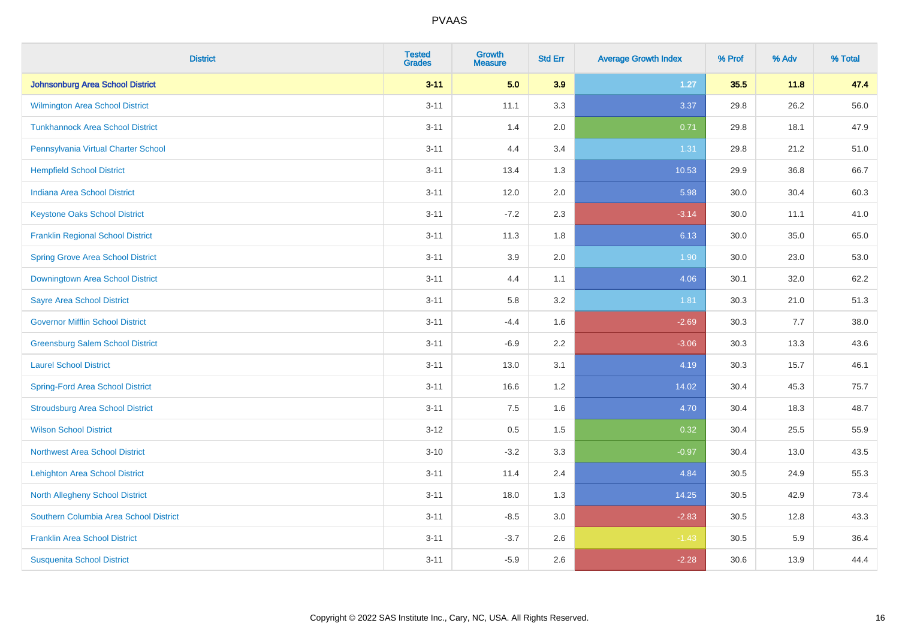# PVAAS

| District | Tested Grades | Growth Measure | Std Err | Average Growth Index | % Prof | % Adv | % Total |
|---|---|---|---|---|---|---|---|
| **Johnsonburg Area School District** | **3-11** | **5.0** | **3.9** | **1.27** | **35.5** | **11.8** | **47.4** |
| Wilmington Area School District | 3-11 | 11.1 | 3.3 | 3.37 | 29.8 | 26.2 | 56.0 |
| Tunkhannock Area School District | 3-11 | 1.4 | 2.0 | 0.71 | 29.8 | 18.1 | 47.9 |
| Pennsylvania Virtual Charter School | 3-11 | 4.4 | 3.4 | 1.31 | 29.8 | 21.2 | 51.0 |
| Hempfield School District | 3-11 | 13.4 | 1.3 | 10.53 | 29.9 | 36.8 | 66.7 |
| Indiana Area School District | 3-11 | 12.0 | 2.0 | 5.98 | 30.0 | 30.4 | 60.3 |
| Keystone Oaks School District | 3-11 | -7.2 | 2.3 | -3.14 | 30.0 | 11.1 | 41.0 |
| Franklin Regional School District | 3-11 | 11.3 | 1.8 | 6.13 | 30.0 | 35.0 | 65.0 |
| Spring Grove Area School District | 3-11 | 3.9 | 2.0 | 1.90 | 30.0 | 23.0 | 53.0 |
| Downingtown Area School District | 3-11 | 4.4 | 1.1 | 4.06 | 30.1 | 32.0 | 62.2 |
| Sayre Area School District | 3-11 | 5.8 | 3.2 | 1.81 | 30.3 | 21.0 | 51.3 |
| Governor Mifflin School District | 3-11 | -4.4 | 1.6 | -2.69 | 30.3 | 7.7 | 38.0 |
| Greensburg Salem School District | 3-11 | -6.9 | 2.2 | -3.06 | 30.3 | 13.3 | 43.6 |
| Laurel School District | 3-11 | 13.0 | 3.1 | 4.19 | 30.3 | 15.7 | 46.1 |
| Spring-Ford Area School District | 3-11 | 16.6 | 1.2 | 14.02 | 30.4 | 45.3 | 75.7 |
| Stroudsburg Area School District | 3-11 | 7.5 | 1.6 | 4.70 | 30.4 | 18.3 | 48.7 |
| Wilson School District | 3-12 | 0.5 | 1.5 | 0.32 | 30.4 | 25.5 | 55.9 |
| Northwest Area School District | 3-10 | -3.2 | 3.3 | -0.97 | 30.4 | 13.0 | 43.5 |
| Lehighton Area School District | 3-11 | 11.4 | 2.4 | 4.84 | 30.5 | 24.9 | 55.3 |
| North Allegheny School District | 3-11 | 18.0 | 1.3 | 14.25 | 30.5 | 42.9 | 73.4 |
| Southern Columbia Area School District | 3-11 | -8.5 | 3.0 | -2.83 | 30.5 | 12.8 | 43.3 |
| Franklin Area School District | 3-11 | -3.7 | 2.6 | -1.43 | 30.5 | 5.9 | 36.4 |
| Susquenita School District | 3-11 | -5.9 | 2.6 | -2.28 | 30.6 | 13.9 | 44.4 |

Copyright © 2022 SAS Institute Inc., Cary, NC, USA. All Rights Reserved.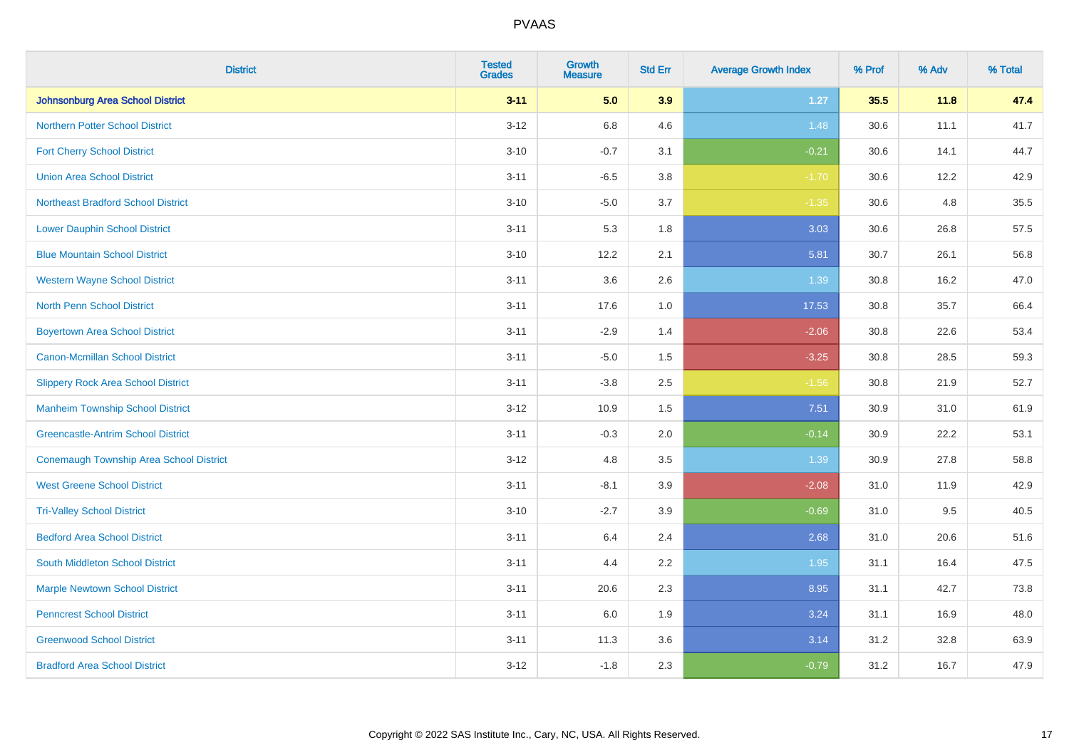| District | Tested Grades | Growth Measure | Std Err | Average Growth Index | % Prof | % Adv | % Total |
|---|---|---|---|---|---|---|---|
| **Johnsonburg Area School District** | **3-11** | **5.0** | **3.9** | **1.27** | **35.5** | **11.8** | **47.4** |
| Northern Potter School District | 3-12 | 6.8 | 4.6 | 1.48 | 30.6 | 11.1 | 41.7 |
| Fort Cherry School District | 3-10 | -0.7 | 3.1 | -0.21 | 30.6 | 14.1 | 44.7 |
| Union Area School District | 3-11 | -6.5 | 3.8 | -1.70 | 30.6 | 12.2 | 42.9 |
| Northeast Bradford School District | 3-10 | -5.0 | 3.7 | -1.35 | 30.6 | 4.8 | 35.5 |
| Lower Dauphin School District | 3-11 | 5.3 | 1.8 | 3.03 | 30.6 | 26.8 | 57.5 |
| Blue Mountain School District | 3-10 | 12.2 | 2.1 | 5.81 | 30.7 | 26.1 | 56.8 |
| Western Wayne School District | 3-11 | 3.6 | 2.6 | 1.39 | 30.8 | 16.2 | 47.0 |
| North Penn School District | 3-11 | 17.6 | 1.0 | 17.53 | 30.8 | 35.7 | 66.4 |
| Boyertown Area School District | 3-11 | -2.9 | 1.4 | -2.06 | 30.8 | 22.6 | 53.4 |
| Canon-Mcmillan School District | 3-11 | -5.0 | 1.5 | -3.25 | 30.8 | 28.5 | 59.3 |
| Slippery Rock Area School District | 3-11 | -3.8 | 2.5 | -1.56 | 30.8 | 21.9 | 52.7 |
| Manheim Township School District | 3-12 | 10.9 | 1.5 | 7.51 | 30.9 | 31.0 | 61.9 |
| Greencastle-Antrim School District | 3-11 | -0.3 | 2.0 | -0.14 | 30.9 | 22.2 | 53.1 |
| Conemaugh Township Area School District | 3-12 | 4.8 | 3.5 | 1.39 | 30.9 | 27.8 | 58.8 |
| West Greene School District | 3-11 | -8.1 | 3.9 | -2.08 | 31.0 | 11.9 | 42.9 |
| Tri-Valley School District | 3-10 | -2.7 | 3.9 | -0.69 | 31.0 | 9.5 | 40.5 |
| Bedford Area School District | 3-11 | 6.4 | 2.4 | 2.68 | 31.0 | 20.6 | 51.6 |
| South Middleton School District | 3-11 | 4.4 | 2.2 | 1.95 | 31.1 | 16.4 | 47.5 |
| Marple Newtown School District | 3-11 | 20.6 | 2.3 | 8.95 | 31.1 | 42.7 | 73.8 |
| Penncrest School District | 3-11 | 6.0 | 1.9 | 3.24 | 31.1 | 16.9 | 48.0 |
| Greenwood School District | 3-11 | 11.3 | 3.6 | 3.14 | 31.2 | 32.8 | 63.9 |
| Bradford Area School District | 3-12 | -1.8 | 2.3 | -0.79 | 31.2 | 16.7 | 47.9 |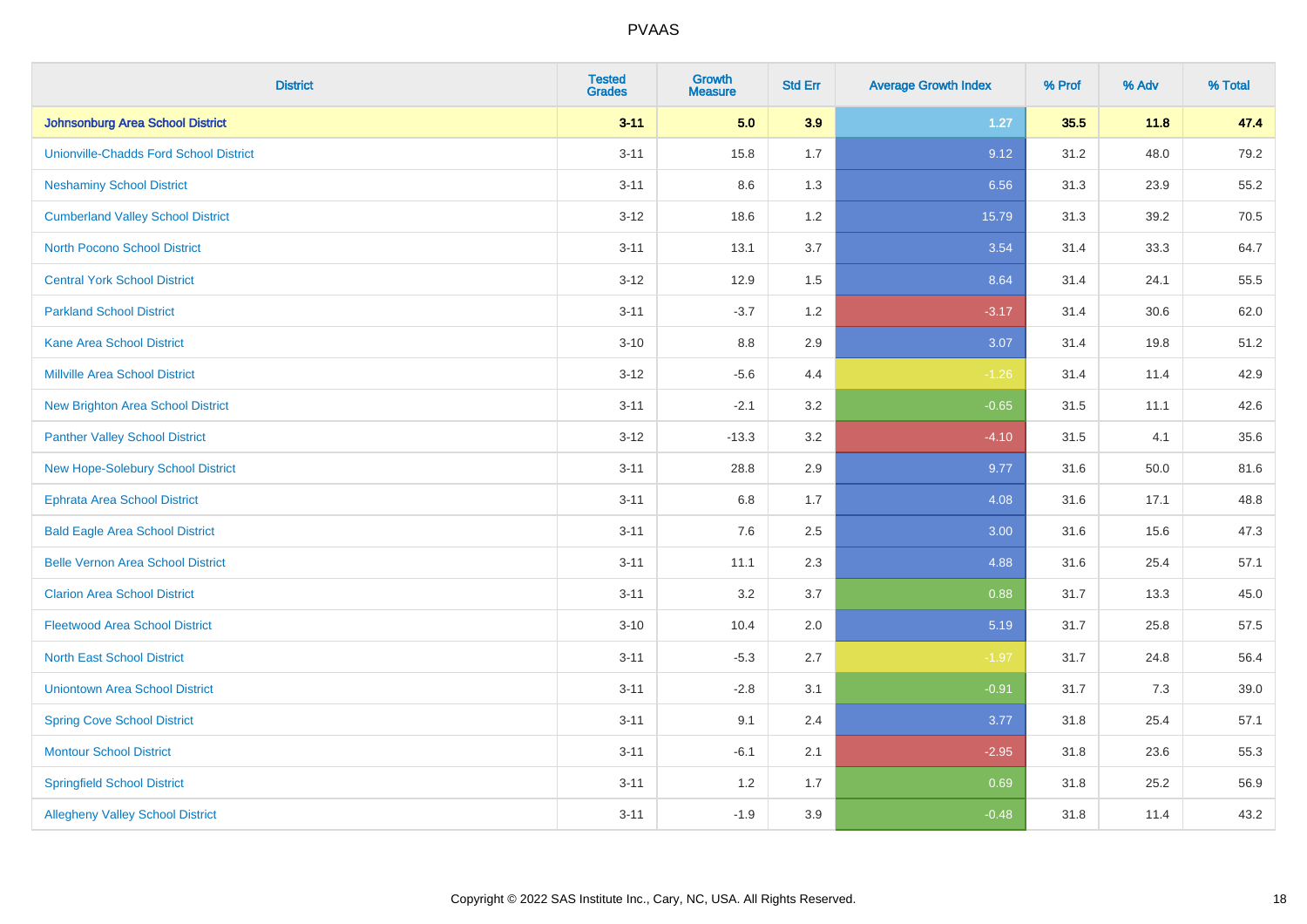| District | Tested Grades | Growth Measure | Std Err | Average Growth Index | % Prof | % Adv | % Total |
|---|---|---|---|---|---|---|---|
| **Johnsonburg Area School District** | **3-11** | **5.0** | **3.9** | **1.27** | **35.5** | **11.8** | **47.4** |
| Unionville-Chadds Ford School District | 3-11 | 15.8 | 1.7 | 9.12 | 31.2 | 48.0 | 79.2 |
| Neshaminy School District | 3-11 | 8.6 | 1.3 | 6.56 | 31.3 | 23.9 | 55.2 |
| Cumberland Valley School District | 3-12 | 18.6 | 1.2 | 15.79 | 31.3 | 39.2 | 70.5 |
| North Pocono School District | 3-11 | 13.1 | 3.7 | 3.54 | 31.4 | 33.3 | 64.7 |
| Central York School District | 3-12 | 12.9 | 1.5 | 8.64 | 31.4 | 24.1 | 55.5 |
| Parkland School District | 3-11 | -3.7 | 1.2 | -3.17 | 31.4 | 30.6 | 62.0 |
| Kane Area School District | 3-10 | 8.8 | 2.9 | 3.07 | 31.4 | 19.8 | 51.2 |
| Millville Area School District | 3-12 | -5.6 | 4.4 | -1.26 | 31.4 | 11.4 | 42.9 |
| New Brighton Area School District | 3-11 | -2.1 | 3.2 | -0.65 | 31.5 | 11.1 | 42.6 |
| Panther Valley School District | 3-12 | -13.3 | 3.2 | -4.10 | 31.5 | 4.1 | 35.6 |
| New Hope-Solebury School District | 3-11 | 28.8 | 2.9 | 9.77 | 31.6 | 50.0 | 81.6 |
| Ephrata Area School District | 3-11 | 6.8 | 1.7 | 4.08 | 31.6 | 17.1 | 48.8 |
| Bald Eagle Area School District | 3-11 | 7.6 | 2.5 | 3.00 | 31.6 | 15.6 | 47.3 |
| Belle Vernon Area School District | 3-11 | 11.1 | 2.3 | 4.88 | 31.6 | 25.4 | 57.1 |
| Clarion Area School District | 3-11 | 3.2 | 3.7 | 0.88 | 31.7 | 13.3 | 45.0 |
| Fleetwood Area School District | 3-10 | 10.4 | 2.0 | 5.19 | 31.7 | 25.8 | 57.5 |
| North East School District | 3-11 | -5.3 | 2.7 | -1.97 | 31.7 | 24.8 | 56.4 |
| Uniontown Area School District | 3-11 | -2.8 | 3.1 | -0.91 | 31.7 | 7.3 | 39.0 |
| Spring Cove School District | 3-11 | 9.1 | 2.4 | 3.77 | 31.8 | 25.4 | 57.1 |
| Montour School District | 3-11 | -6.1 | 2.1 | -2.95 | 31.8 | 23.6 | 55.3 |
| Springfield School District | 3-11 | 1.2 | 1.7 | 0.69 | 31.8 | 25.2 | 56.9 |
| Allegheny Valley School District | 3-11 | -1.9 | 3.9 | -0.48 | 31.8 | 11.4 | 43.2 |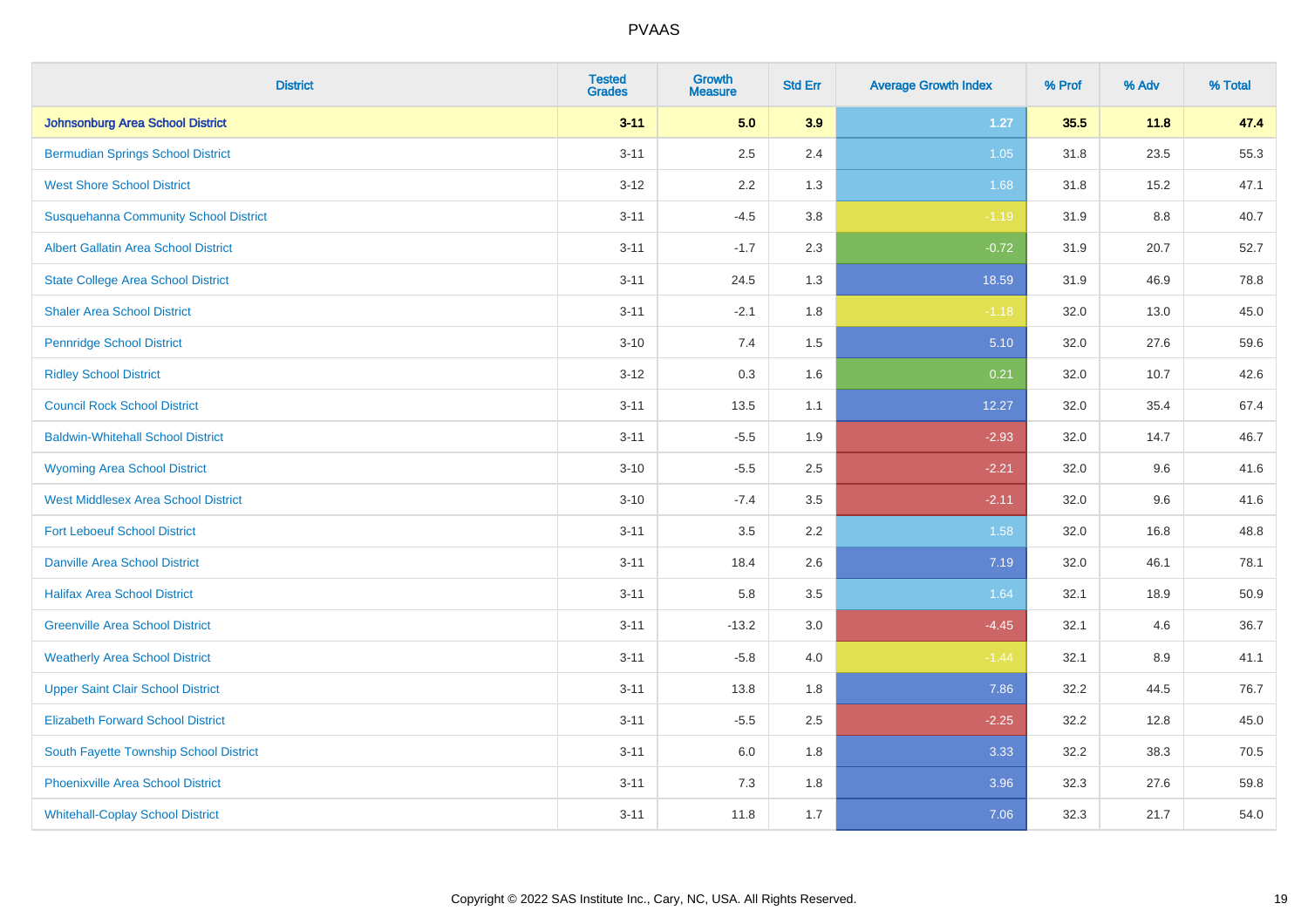# PVAAS

| District | Tested Grades | Growth Measure | Std Err | Average Growth Index | % Prof | % Adv | % Total |
|---|---|---|---|---|---|---|---|
| **Johnsonburg Area School District** | **3-11** | **5.0** | **3.9** | **1.27** | **35.5** | **11.8** | **47.4** |
| Bermudian Springs School District | 3-11 | 2.5 | 2.4 | 1.05 | 31.8 | 23.5 | 55.3 |
| West Shore School District | 3-12 | 2.2 | 1.3 | 1.68 | 31.8 | 15.2 | 47.1 |
| Susquehanna Community School District | 3-11 | -4.5 | 3.8 | -1.19 | 31.9 | 8.8 | 40.7 |
| Albert Gallatin Area School District | 3-11 | -1.7 | 2.3 | -0.72 | 31.9 | 20.7 | 52.7 |
| State College Area School District | 3-11 | 24.5 | 1.3 | 18.59 | 31.9 | 46.9 | 78.8 |
| Shaler Area School District | 3-11 | -2.1 | 1.8 | -1.18 | 32.0 | 13.0 | 45.0 |
| Pennridge School District | 3-10 | 7.4 | 1.5 | 5.10 | 32.0 | 27.6 | 59.6 |
| Ridley School District | 3-12 | 0.3 | 1.6 | 0.21 | 32.0 | 10.7 | 42.6 |
| Council Rock School District | 3-11 | 13.5 | 1.1 | 12.27 | 32.0 | 35.4 | 67.4 |
| Baldwin-Whitehall School District | 3-11 | -5.5 | 1.9 | -2.93 | 32.0 | 14.7 | 46.7 |
| Wyoming Area School District | 3-10 | -5.5 | 2.5 | -2.21 | 32.0 | 9.6 | 41.6 |
| West Middlesex Area School District | 3-10 | -7.4 | 3.5 | -2.11 | 32.0 | 9.6 | 41.6 |
| Fort Leboeuf School District | 3-11 | 3.5 | 2.2 | 1.58 | 32.0 | 16.8 | 48.8 |
| Danville Area School District | 3-11 | 18.4 | 2.6 | 7.19 | 32.0 | 46.1 | 78.1 |
| Halifax Area School District | 3-11 | 5.8 | 3.5 | 1.64 | 32.1 | 18.9 | 50.9 |
| Greenville Area School District | 3-11 | -13.2 | 3.0 | -4.45 | 32.1 | 4.6 | 36.7 |
| Weatherly Area School District | 3-11 | -5.8 | 4.0 | -1.44 | 32.1 | 8.9 | 41.1 |
| Upper Saint Clair School District | 3-11 | 13.8 | 1.8 | 7.86 | 32.2 | 44.5 | 76.7 |
| Elizabeth Forward School District | 3-11 | -5.5 | 2.5 | -2.25 | 32.2 | 12.8 | 45.0 |
| South Fayette Township School District | 3-11 | 6.0 | 1.8 | 3.33 | 32.2 | 38.3 | 70.5 |
| Phoenixville Area School District | 3-11 | 7.3 | 1.8 | 3.96 | 32.3 | 27.6 | 59.8 |
| Whitehall-Coplay School District | 3-11 | 11.8 | 1.7 | 7.06 | 32.3 | 21.7 | 54.0 |

Copyright © 2022 SAS Institute Inc., Cary, NC, USA. All Rights Reserved.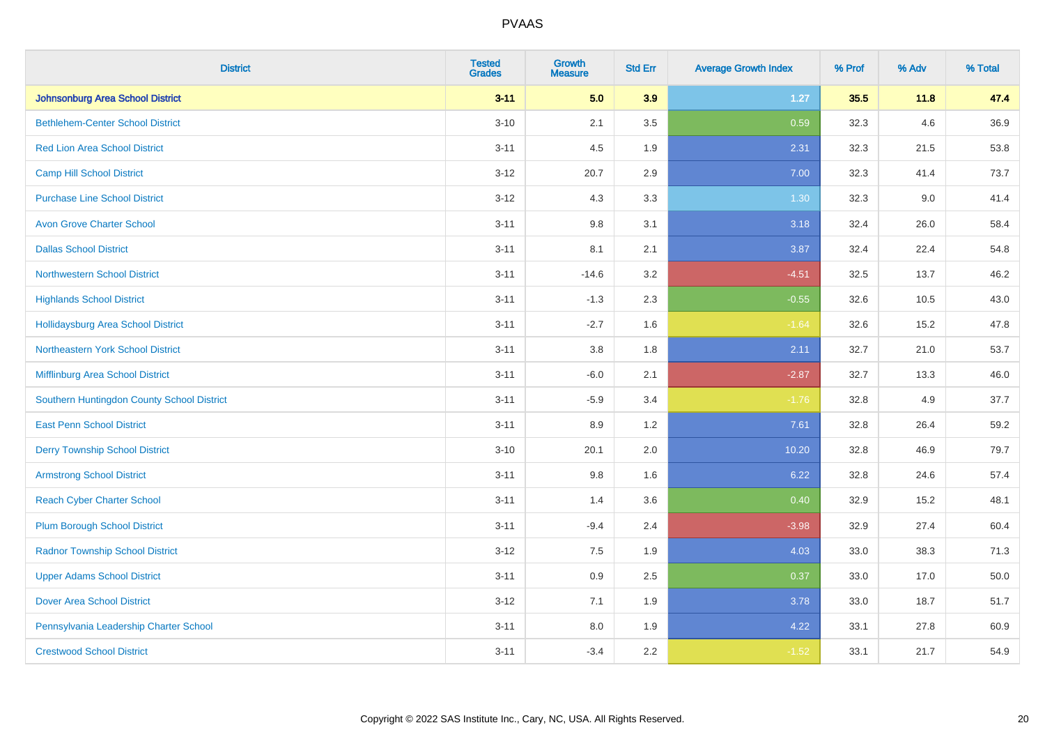# PVAAS

| District | Tested Grades | Growth Measure | Std Err | Average Growth Index | % Prof | % Adv | % Total |
|---|---|---|---|---|---|---|---|
| **Johnsonburg Area School District** | **3-11** | **5.0** | **3.9** | **1.27** | **35.5** | **11.8** | **47.4** |
| Bethlehem-Center School District | 3-10 | 2.1 | 3.5 | 0.59 | 32.3 | 4.6 | 36.9 |
| Red Lion Area School District | 3-11 | 4.5 | 1.9 | 2.31 | 32.3 | 21.5 | 53.8 |
| Camp Hill School District | 3-12 | 20.7 | 2.9 | 7.00 | 32.3 | 41.4 | 73.7 |
| Purchase Line School District | 3-12 | 4.3 | 3.3 | 1.30 | 32.3 | 9.0 | 41.4 |
| Avon Grove Charter School | 3-11 | 9.8 | 3.1 | 3.18 | 32.4 | 26.0 | 58.4 |
| Dallas School District | 3-11 | 8.1 | 2.1 | 3.87 | 32.4 | 22.4 | 54.8 |
| Northwestern School District | 3-11 | -14.6 | 3.2 | -4.51 | 32.5 | 13.7 | 46.2 |
| Highlands School District | 3-11 | -1.3 | 2.3 | -0.55 | 32.6 | 10.5 | 43.0 |
| Hollidaysburg Area School District | 3-11 | -2.7 | 1.6 | -1.64 | 32.6 | 15.2 | 47.8 |
| Northeastern York School District | 3-11 | 3.8 | 1.8 | 2.11 | 32.7 | 21.0 | 53.7 |
| Mifflinburg Area School District | 3-11 | -6.0 | 2.1 | -2.87 | 32.7 | 13.3 | 46.0 |
| Southern Huntingdon County School District | 3-11 | -5.9 | 3.4 | -1.76 | 32.8 | 4.9 | 37.7 |
| East Penn School District | 3-11 | 8.9 | 1.2 | 7.61 | 32.8 | 26.4 | 59.2 |
| Derry Township School District | 3-10 | 20.1 | 2.0 | 10.20 | 32.8 | 46.9 | 79.7 |
| Armstrong School District | 3-11 | 9.8 | 1.6 | 6.22 | 32.8 | 24.6 | 57.4 |
| Reach Cyber Charter School | 3-11 | 1.4 | 3.6 | 0.40 | 32.9 | 15.2 | 48.1 |
| Plum Borough School District | 3-11 | -9.4 | 2.4 | -3.98 | 32.9 | 27.4 | 60.4 |
| Radnor Township School District | 3-12 | 7.5 | 1.9 | 4.03 | 33.0 | 38.3 | 71.3 |
| Upper Adams School District | 3-11 | 0.9 | 2.5 | 0.37 | 33.0 | 17.0 | 50.0 |
| Dover Area School District | 3-12 | 7.1 | 1.9 | 3.78 | 33.0 | 18.7 | 51.7 |
| Pennsylvania Leadership Charter School | 3-11 | 8.0 | 1.9 | 4.22 | 33.1 | 27.8 | 60.9 |
| Crestwood School District | 3-11 | -3.4 | 2.2 | -1.52 | 33.1 | 21.7 | 54.9 |

Copyright © 2022 SAS Institute Inc., Cary, NC, USA. All Rights Reserved.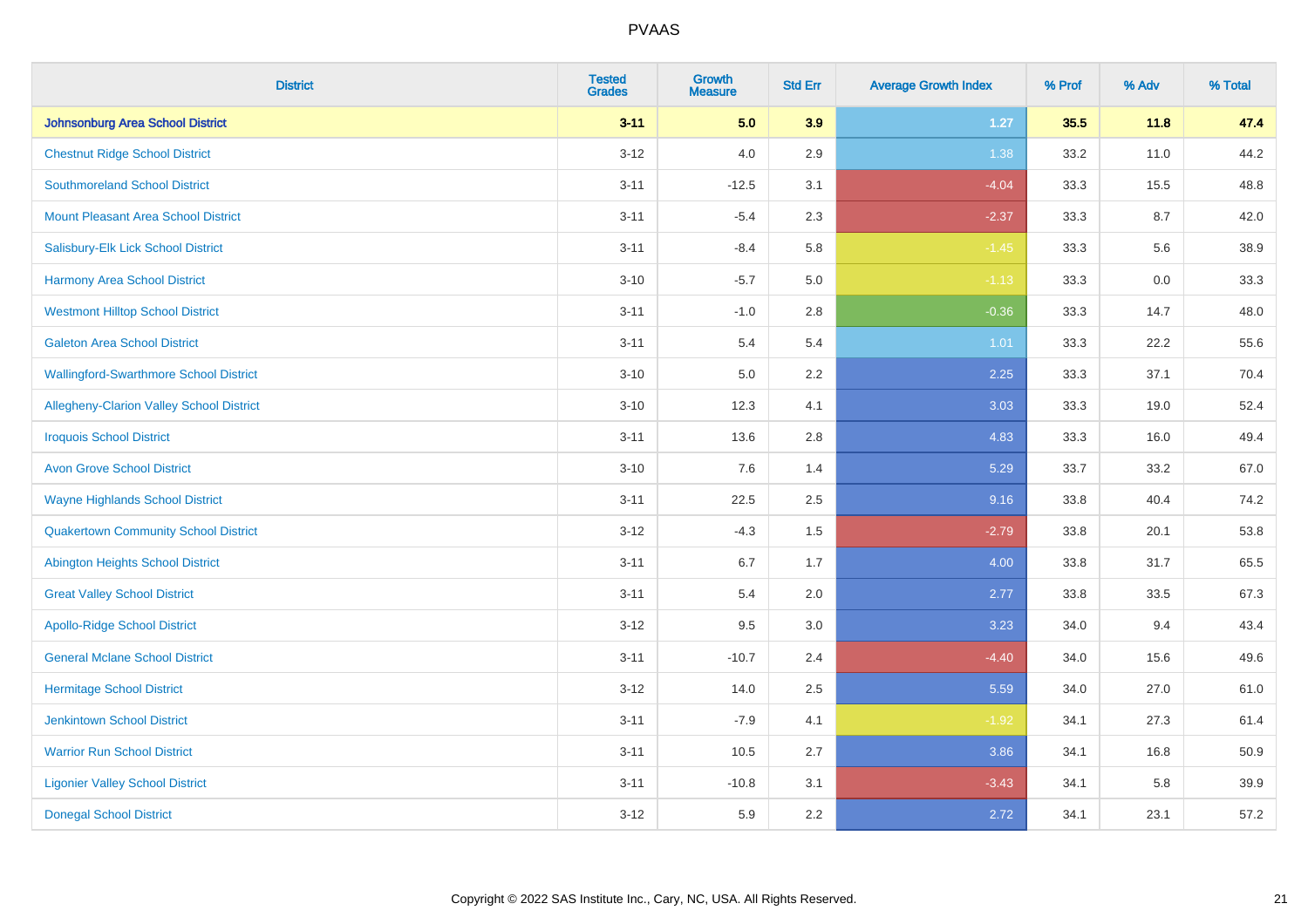# PVAAS

| District | Tested Grades | Growth Measure | Std Err | Average Growth Index | % Prof | % Adv | % Total |
|---|---|---|---|---|---|---|---|
| **Johnsonburg Area School District** | **3-11** | **5.0** | **3.9** | **1.27** | **35.5** | **11.8** | **47.4** |
| Chestnut Ridge School District | 3-12 | 4.0 | 2.9 | 1.38 | 33.2 | 11.0 | 44.2 |
| Southmoreland School District | 3-11 | -12.5 | 3.1 | -4.04 | 33.3 | 15.5 | 48.8 |
| Mount Pleasant Area School District | 3-11 | -5.4 | 2.3 | -2.37 | 33.3 | 8.7 | 42.0 |
| Salisbury-Elk Lick School District | 3-11 | -8.4 | 5.8 | -1.45 | 33.3 | 5.6 | 38.9 |
| Harmony Area School District | 3-10 | -5.7 | 5.0 | -1.13 | 33.3 | 0.0 | 33.3 |
| Westmont Hilltop School District | 3-11 | -1.0 | 2.8 | -0.36 | 33.3 | 14.7 | 48.0 |
| Galeton Area School District | 3-11 | 5.4 | 5.4 | 1.01 | 33.3 | 22.2 | 55.6 |
| Wallingford-Swarthmore School District | 3-10 | 5.0 | 2.2 | 2.25 | 33.3 | 37.1 | 70.4 |
| Allegheny-Clarion Valley School District | 3-10 | 12.3 | 4.1 | 3.03 | 33.3 | 19.0 | 52.4 |
| Iroquois School District | 3-11 | 13.6 | 2.8 | 4.83 | 33.3 | 16.0 | 49.4 |
| Avon Grove School District | 3-10 | 7.6 | 1.4 | 5.29 | 33.7 | 33.2 | 67.0 |
| Wayne Highlands School District | 3-11 | 22.5 | 2.5 | 9.16 | 33.8 | 40.4 | 74.2 |
| Quakertown Community School District | 3-12 | -4.3 | 1.5 | -2.79 | 33.8 | 20.1 | 53.8 |
| Abington Heights School District | 3-11 | 6.7 | 1.7 | 4.00 | 33.8 | 31.7 | 65.5 |
| Great Valley School District | 3-11 | 5.4 | 2.0 | 2.77 | 33.8 | 33.5 | 67.3 |
| Apollo-Ridge School District | 3-12 | 9.5 | 3.0 | 3.23 | 34.0 | 9.4 | 43.4 |
| General Mclane School District | 3-11 | -10.7 | 2.4 | -4.40 | 34.0 | 15.6 | 49.6 |
| Hermitage School District | 3-12 | 14.0 | 2.5 | 5.59 | 34.0 | 27.0 | 61.0 |
| Jenkintown School District | 3-11 | -7.9 | 4.1 | -1.92 | 34.1 | 27.3 | 61.4 |
| Warrior Run School District | 3-11 | 10.5 | 2.7 | 3.86 | 34.1 | 16.8 | 50.9 |
| Ligonier Valley School District | 3-11 | -10.8 | 3.1 | -3.43 | 34.1 | 5.8 | 39.9 |
| Donegal School District | 3-12 | 5.9 | 2.2 | 2.72 | 34.1 | 23.1 | 57.2 |

Copyright © 2022 SAS Institute Inc., Cary, NC, USA. All Rights Reserved.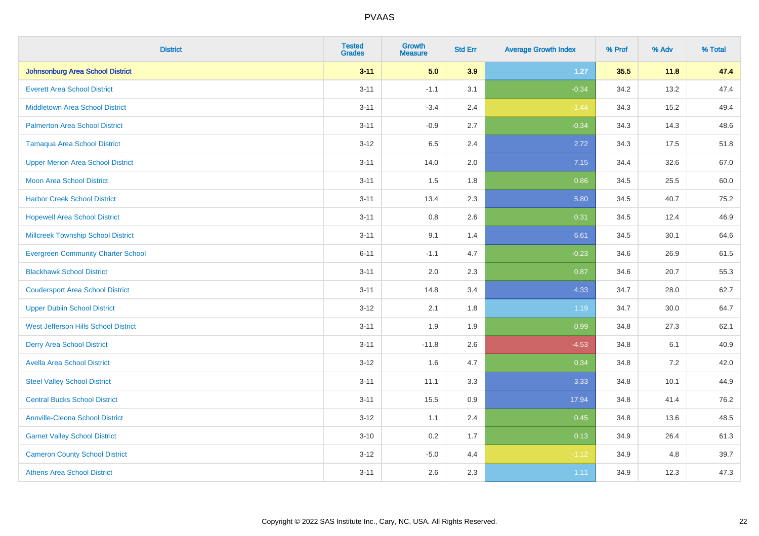| District | Tested Grades | Growth Measure | Std Err | Average Growth Index | % Prof | % Adv | % Total |
|---|---|---|---|---|---|---|---|
| **Johnsonburg Area School District** | **3-11** | **5.0** | **3.9** | **1.27** | **35.5** | **11.8** | **47.4** |
| Everett Area School District | 3-11 | -1.1 | 3.1 | -0.34 | 34.2 | 13.2 | 47.4 |
| Middletown Area School District | 3-11 | -3.4 | 2.4 | -1.44 | 34.3 | 15.2 | 49.4 |
| Palmerton Area School District | 3-11 | -0.9 | 2.7 | -0.34 | 34.3 | 14.3 | 48.6 |
| Tamaqua Area School District | 3-12 | 6.5 | 2.4 | 2.72 | 34.3 | 17.5 | 51.8 |
| Upper Merion Area School District | 3-11 | 14.0 | 2.0 | 7.15 | 34.4 | 32.6 | 67.0 |
| Moon Area School District | 3-11 | 1.5 | 1.8 | 0.86 | 34.5 | 25.5 | 60.0 |
| Harbor Creek School District | 3-11 | 13.4 | 2.3 | 5.80 | 34.5 | 40.7 | 75.2 |
| Hopewell Area School District | 3-11 | 0.8 | 2.6 | 0.31 | 34.5 | 12.4 | 46.9 |
| Millcreek Township School District | 3-11 | 9.1 | 1.4 | 6.61 | 34.5 | 30.1 | 64.6 |
| Evergreen Community Charter School | 6-11 | -1.1 | 4.7 | -0.23 | 34.6 | 26.9 | 61.5 |
| Blackhawk School District | 3-11 | 2.0 | 2.3 | 0.87 | 34.6 | 20.7 | 55.3 |
| Coudersport Area School District | 3-11 | 14.8 | 3.4 | 4.33 | 34.7 | 28.0 | 62.7 |
| Upper Dublin School District | 3-12 | 2.1 | 1.8 | 1.19 | 34.7 | 30.0 | 64.7 |
| West Jefferson Hills School District | 3-11 | 1.9 | 1.9 | 0.99 | 34.8 | 27.3 | 62.1 |
| Derry Area School District | 3-11 | -11.8 | 2.6 | -4.53 | 34.8 | 6.1 | 40.9 |
| Avella Area School District | 3-12 | 1.6 | 4.7 | 0.34 | 34.8 | 7.2 | 42.0 |
| Steel Valley School District | 3-11 | 11.1 | 3.3 | 3.33 | 34.8 | 10.1 | 44.9 |
| Central Bucks School District | 3-11 | 15.5 | 0.9 | 17.94 | 34.8 | 41.4 | 76.2 |
| Annville-Cleona School District | 3-12 | 1.1 | 2.4 | 0.45 | 34.8 | 13.6 | 48.5 |
| Garnet Valley School District | 3-10 | 0.2 | 1.7 | 0.13 | 34.9 | 26.4 | 61.3 |
| Cameron County School District | 3-12 | -5.0 | 4.4 | -1.12 | 34.9 | 4.8 | 39.7 |
| Athens Area School District | 3-11 | 2.6 | 2.3 | 1.11 | 34.9 | 12.3 | 47.3 |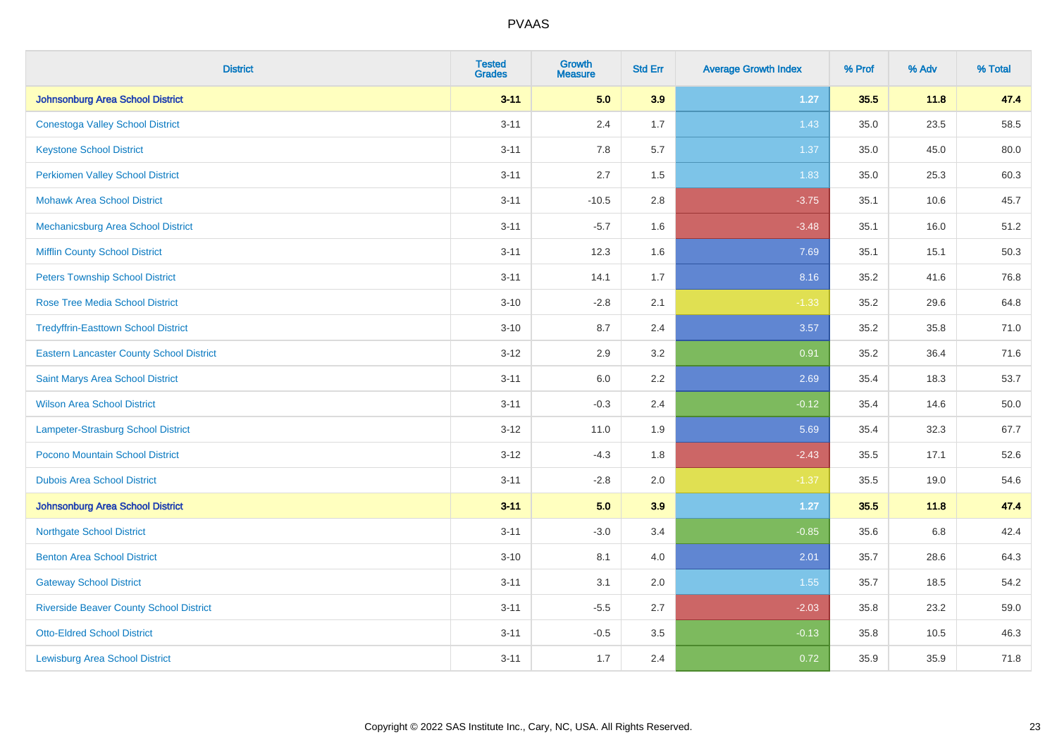| District | Tested Grades | Growth Measure | Std Err | Average Growth Index | % Prof | % Adv | % Total |
|---|---|---|---|---|---|---|---|
| **Johnsonburg Area School District** | **3-11** | **5.0** | **3.9** | **1.27** | **35.5** | **11.8** | **47.4** |
| Conestoga Valley School District | 3-11 | 2.4 | 1.7 | 1.43 | 35.0 | 23.5 | 58.5 |
| Keystone School District | 3-11 | 7.8 | 5.7 | 1.37 | 35.0 | 45.0 | 80.0 |
| Perkiomen Valley School District | 3-11 | 2.7 | 1.5 | 1.83 | 35.0 | 25.3 | 60.3 |
| Mohawk Area School District | 3-11 | -10.5 | 2.8 | -3.75 | 35.1 | 10.6 | 45.7 |
| Mechanicsburg Area School District | 3-11 | -5.7 | 1.6 | -3.48 | 35.1 | 16.0 | 51.2 |
| Mifflin County School District | 3-11 | 12.3 | 1.6 | 7.69 | 35.1 | 15.1 | 50.3 |
| Peters Township School District | 3-11 | 14.1 | 1.7 | 8.16 | 35.2 | 41.6 | 76.8 |
| Rose Tree Media School District | 3-10 | -2.8 | 2.1 | -1.33 | 35.2 | 29.6 | 64.8 |
| Tredyffrin-Easttown School District | 3-10 | 8.7 | 2.4 | 3.57 | 35.2 | 35.8 | 71.0 |
| Eastern Lancaster County School District | 3-12 | 2.9 | 3.2 | 0.91 | 35.2 | 36.4 | 71.6 |
| Saint Marys Area School District | 3-11 | 6.0 | 2.2 | 2.69 | 35.4 | 18.3 | 53.7 |
| Wilson Area School District | 3-11 | -0.3 | 2.4 | -0.12 | 35.4 | 14.6 | 50.0 |
| Lampeter-Strasburg School District | 3-12 | 11.0 | 1.9 | 5.69 | 35.4 | 32.3 | 67.7 |
| Pocono Mountain School District | 3-12 | -4.3 | 1.8 | -2.43 | 35.5 | 17.1 | 52.6 |
| Dubois Area School District | 3-11 | -2.8 | 2.0 | -1.37 | 35.5 | 19.0 | 54.6 |
| **Johnsonburg Area School District** | **3-11** | **5.0** | **3.9** | **1.27** | **35.5** | **11.8** | **47.4** |
| Northgate School District | 3-11 | -3.0 | 3.4 | -0.85 | 35.6 | 6.8 | 42.4 |
| Benton Area School District | 3-10 | 8.1 | 4.0 | 2.01 | 35.7 | 28.6 | 64.3 |
| Gateway School District | 3-11 | 3.1 | 2.0 | 1.55 | 35.7 | 18.5 | 54.2 |
| Riverside Beaver County School District | 3-11 | -5.5 | 2.7 | -2.03 | 35.8 | 23.2 | 59.0 |
| Otto-Eldred School District | 3-11 | -0.5 | 3.5 | -0.13 | 35.8 | 10.5 | 46.3 |
| Lewisburg Area School District | 3-11 | 1.7 | 2.4 | 0.72 | 35.9 | 35.9 | 71.8 |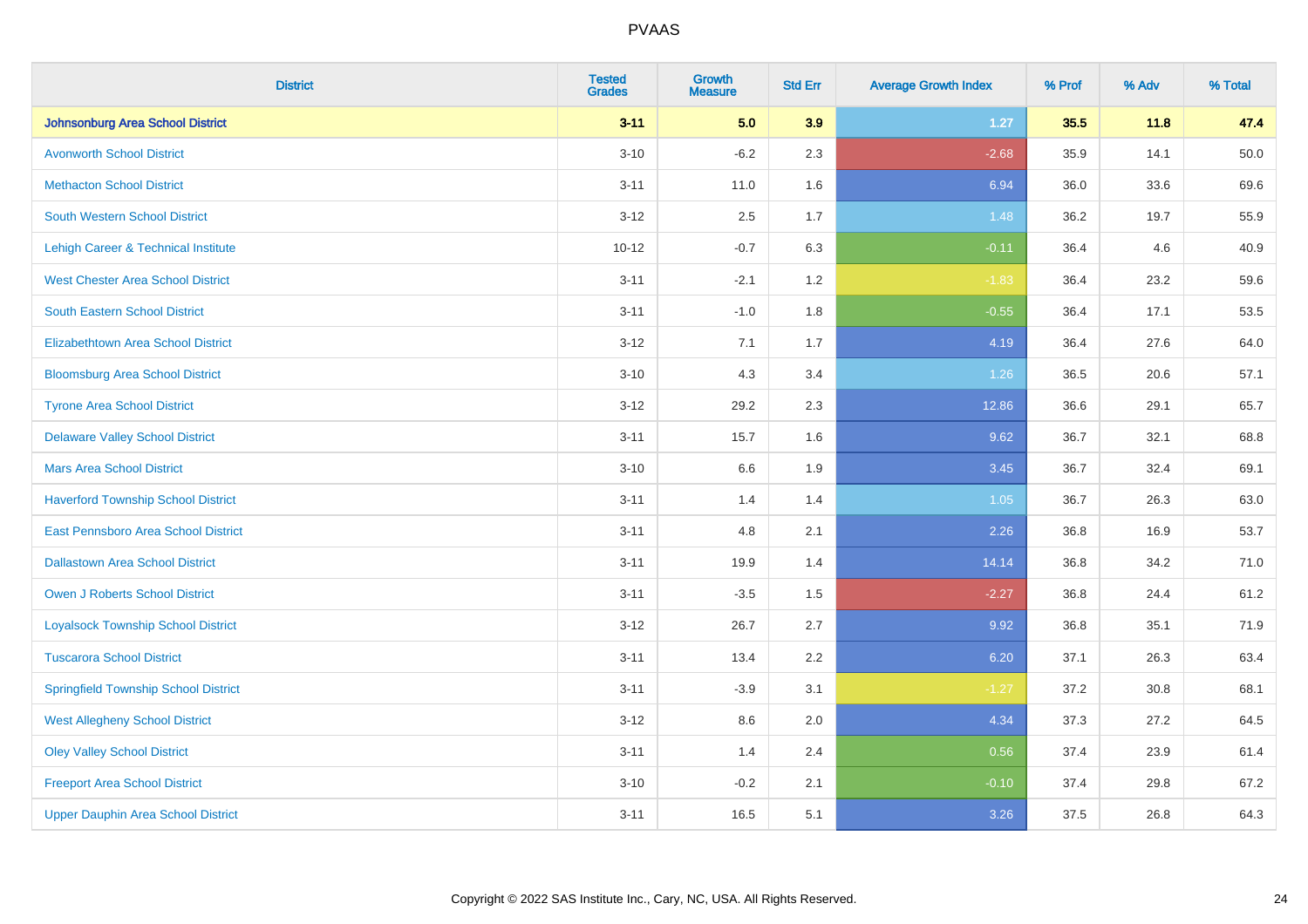# PVAAS

| District | Tested Grades | Growth Measure | Std Err | Average Growth Index | % Prof | % Adv | % Total |
|---|---|---|---|---|---|---|---|
| **Johnsonburg Area School District** | **3-11** | **5.0** | **3.9** | **1.27** | **35.5** | **11.8** | **47.4** |
| Avonworth School District | 3-10 | -6.2 | 2.3 | -2.68 | 35.9 | 14.1 | 50.0 |
| Methacton School District | 3-11 | 11.0 | 1.6 | 6.94 | 36.0 | 33.6 | 69.6 |
| South Western School District | 3-12 | 2.5 | 1.7 | 1.48 | 36.2 | 19.7 | 55.9 |
| Lehigh Career & Technical Institute | 10-12 | -0.7 | 6.3 | -0.11 | 36.4 | 4.6 | 40.9 |
| West Chester Area School District | 3-11 | -2.1 | 1.2 | -1.83 | 36.4 | 23.2 | 59.6 |
| South Eastern School District | 3-11 | -1.0 | 1.8 | -0.55 | 36.4 | 17.1 | 53.5 |
| Elizabethtown Area School District | 3-12 | 7.1 | 1.7 | 4.19 | 36.4 | 27.6 | 64.0 |
| Bloomsburg Area School District | 3-10 | 4.3 | 3.4 | 1.26 | 36.5 | 20.6 | 57.1 |
| Tyrone Area School District | 3-12 | 29.2 | 2.3 | 12.86 | 36.6 | 29.1 | 65.7 |
| Delaware Valley School District | 3-11 | 15.7 | 1.6 | 9.62 | 36.7 | 32.1 | 68.8 |
| Mars Area School District | 3-10 | 6.6 | 1.9 | 3.45 | 36.7 | 32.4 | 69.1 |
| Haverford Township School District | 3-11 | 1.4 | 1.4 | 1.05 | 36.7 | 26.3 | 63.0 |
| East Pennsboro Area School District | 3-11 | 4.8 | 2.1 | 2.26 | 36.8 | 16.9 | 53.7 |
| Dallastown Area School District | 3-11 | 19.9 | 1.4 | 14.14 | 36.8 | 34.2 | 71.0 |
| Owen J Roberts School District | 3-11 | -3.5 | 1.5 | -2.27 | 36.8 | 24.4 | 61.2 |
| Loyalsock Township School District | 3-12 | 26.7 | 2.7 | 9.92 | 36.8 | 35.1 | 71.9 |
| Tuscarora School District | 3-11 | 13.4 | 2.2 | 6.20 | 37.1 | 26.3 | 63.4 |
| Springfield Township School District | 3-11 | -3.9 | 3.1 | -1.27 | 37.2 | 30.8 | 68.1 |
| West Allegheny School District | 3-12 | 8.6 | 2.0 | 4.34 | 37.3 | 27.2 | 64.5 |
| Oley Valley School District | 3-11 | 1.4 | 2.4 | 0.56 | 37.4 | 23.9 | 61.4 |
| Freeport Area School District | 3-10 | -0.2 | 2.1 | -0.10 | 37.4 | 29.8 | 67.2 |
| Upper Dauphin Area School District | 3-11 | 16.5 | 5.1 | 3.26 | 37.5 | 26.8 | 64.3 |

Copyright © 2022 SAS Institute Inc., Cary, NC, USA. All Rights Reserved.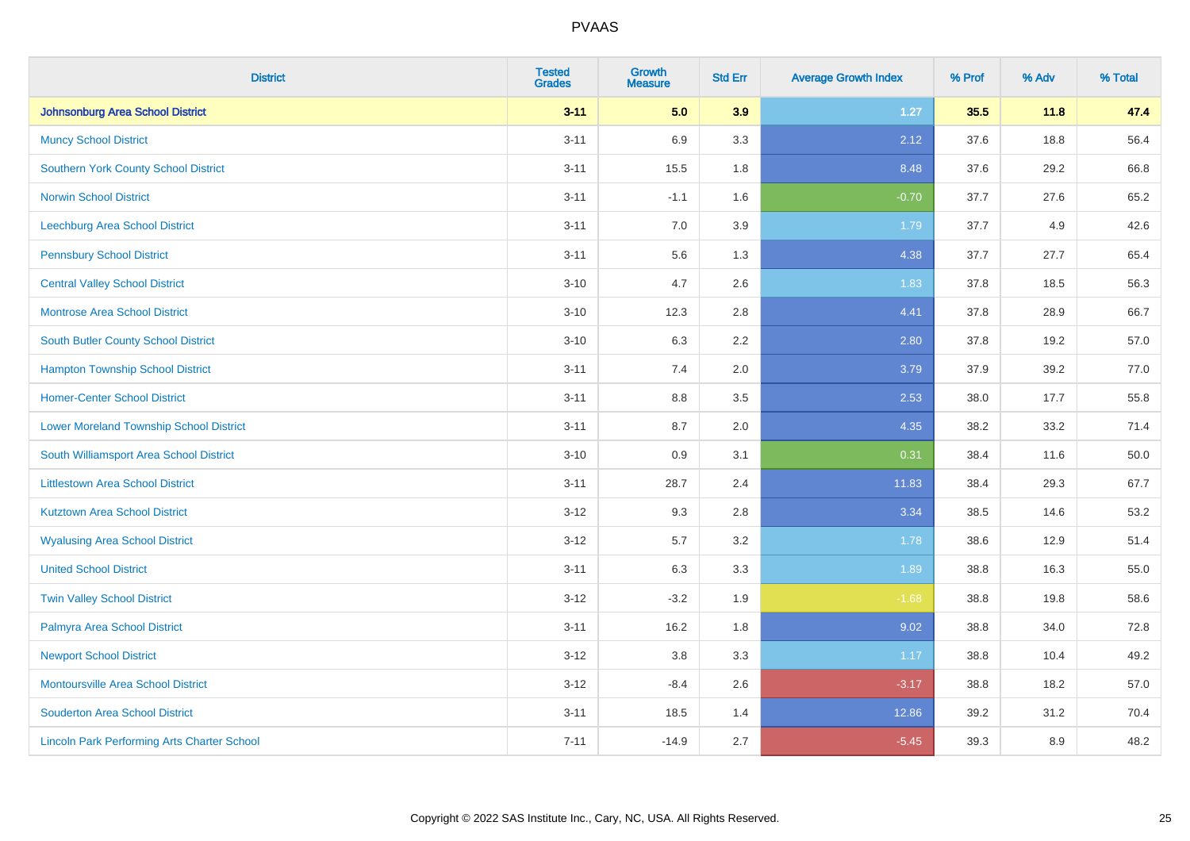# PVAAS

| District | Tested Grades | Growth Measure | Std Err | Average Growth Index | % Prof | % Adv | % Total |
|---|---|---|---|---|---|---|---|
| **Johnsonburg Area School District** | **3-11** | **5.0** | **3.9** | **1.27** | **35.5** | **11.8** | **47.4** |
| Muncy School District | 3-11 | 6.9 | 3.3 | 2.12 | 37.6 | 18.8 | 56.4 |
| Southern York County School District | 3-11 | 15.5 | 1.8 | 8.48 | 37.6 | 29.2 | 66.8 |
| Norwin School District | 3-11 | -1.1 | 1.6 | -0.70 | 37.7 | 27.6 | 65.2 |
| Leechburg Area School District | 3-11 | 7.0 | 3.9 | 1.79 | 37.7 | 4.9 | 42.6 |
| Pennsbury School District | 3-11 | 5.6 | 1.3 | 4.38 | 37.7 | 27.7 | 65.4 |
| Central Valley School District | 3-10 | 4.7 | 2.6 | 1.83 | 37.8 | 18.5 | 56.3 |
| Montrose Area School District | 3-10 | 12.3 | 2.8 | 4.41 | 37.8 | 28.9 | 66.7 |
| South Butler County School District | 3-10 | 6.3 | 2.2 | 2.80 | 37.8 | 19.2 | 57.0 |
| Hampton Township School District | 3-11 | 7.4 | 2.0 | 3.79 | 37.9 | 39.2 | 77.0 |
| Homer-Center School District | 3-11 | 8.8 | 3.5 | 2.53 | 38.0 | 17.7 | 55.8 |
| Lower Moreland Township School District | 3-11 | 8.7 | 2.0 | 4.35 | 38.2 | 33.2 | 71.4 |
| South Williamsport Area School District | 3-10 | 0.9 | 3.1 | 0.31 | 38.4 | 11.6 | 50.0 |
| Littlestown Area School District | 3-11 | 28.7 | 2.4 | 11.83 | 38.4 | 29.3 | 67.7 |
| Kutztown Area School District | 3-12 | 9.3 | 2.8 | 3.34 | 38.5 | 14.6 | 53.2 |
| Wyalusing Area School District | 3-12 | 5.7 | 3.2 | 1.78 | 38.6 | 12.9 | 51.4 |
| United School District | 3-11 | 6.3 | 3.3 | 1.89 | 38.8 | 16.3 | 55.0 |
| Twin Valley School District | 3-12 | -3.2 | 1.9 | -1.68 | 38.8 | 19.8 | 58.6 |
| Palmyra Area School District | 3-11 | 16.2 | 1.8 | 9.02 | 38.8 | 34.0 | 72.8 |
| Newport School District | 3-12 | 3.8 | 3.3 | 1.17 | 38.8 | 10.4 | 49.2 |
| Montoursville Area School District | 3-12 | -8.4 | 2.6 | -3.17 | 38.8 | 18.2 | 57.0 |
| Souderton Area School District | 3-11 | 18.5 | 1.4 | 12.86 | 39.2 | 31.2 | 70.4 |
| Lincoln Park Performing Arts Charter School | 7-11 | -14.9 | 2.7 | -5.45 | 39.3 | 8.9 | 48.2 |

Copyright © 2022 SAS Institute Inc., Cary, NC, USA. All Rights Reserved.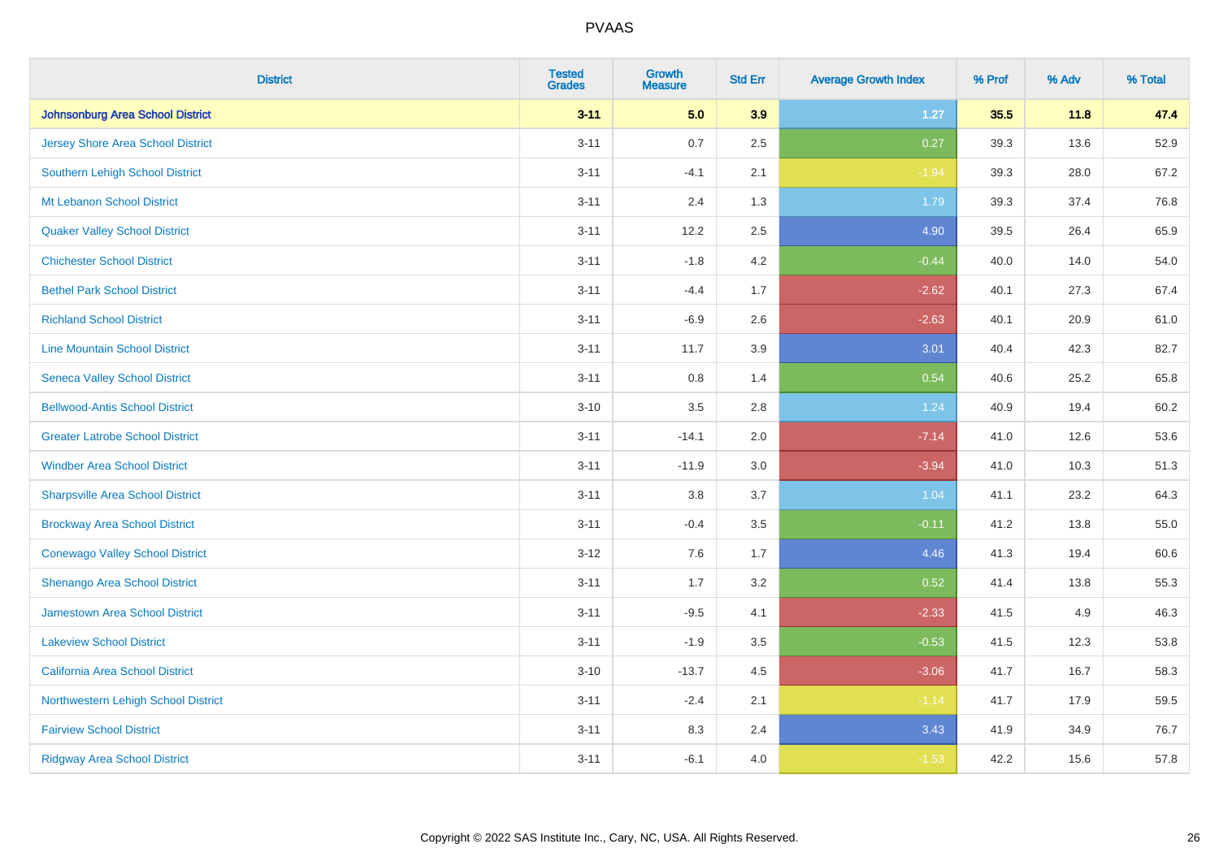| District | Tested Grades | Growth Measure | Std Err | Average Growth Index | % Prof | % Adv | % Total |
|---|---|---|---|---|---|---|---|
| **Johnsonburg Area School District** | **3-11** | **5.0** | **3.9** | **1.27** | **35.5** | **11.8** | **47.4** |
| Jersey Shore Area School District | 3-11 | 0.7 | 2.5 | 0.27 | 39.3 | 13.6 | 52.9 |
| Southern Lehigh School District | 3-11 | -4.1 | 2.1 | -1.94 | 39.3 | 28.0 | 67.2 |
| Mt Lebanon School District | 3-11 | 2.4 | 1.3 | 1.79 | 39.3 | 37.4 | 76.8 |
| Quaker Valley School District | 3-11 | 12.2 | 2.5 | 4.90 | 39.5 | 26.4 | 65.9 |
| Chichester School District | 3-11 | -1.8 | 4.2 | -0.44 | 40.0 | 14.0 | 54.0 |
| Bethel Park School District | 3-11 | -4.4 | 1.7 | -2.62 | 40.1 | 27.3 | 67.4 |
| Richland School District | 3-11 | -6.9 | 2.6 | -2.63 | 40.1 | 20.9 | 61.0 |
| Line Mountain School District | 3-11 | 11.7 | 3.9 | 3.01 | 40.4 | 42.3 | 82.7 |
| Seneca Valley School District | 3-11 | 0.8 | 1.4 | 0.54 | 40.6 | 25.2 | 65.8 |
| Bellwood-Antis School District | 3-10 | 3.5 | 2.8 | 1.24 | 40.9 | 19.4 | 60.2 |
| Greater Latrobe School District | 3-11 | -14.1 | 2.0 | -7.14 | 41.0 | 12.6 | 53.6 |
| Windber Area School District | 3-11 | -11.9 | 3.0 | -3.94 | 41.0 | 10.3 | 51.3 |
| Sharpsville Area School District | 3-11 | 3.8 | 3.7 | 1.04 | 41.1 | 23.2 | 64.3 |
| Brockway Area School District | 3-11 | -0.4 | 3.5 | -0.11 | 41.2 | 13.8 | 55.0 |
| Conewago Valley School District | 3-12 | 7.6 | 1.7 | 4.46 | 41.3 | 19.4 | 60.6 |
| Shenango Area School District | 3-11 | 1.7 | 3.2 | 0.52 | 41.4 | 13.8 | 55.3 |
| Jamestown Area School District | 3-11 | -9.5 | 4.1 | -2.33 | 41.5 | 4.9 | 46.3 |
| Lakeview School District | 3-11 | -1.9 | 3.5 | -0.53 | 41.5 | 12.3 | 53.8 |
| California Area School District | 3-10 | -13.7 | 4.5 | -3.06 | 41.7 | 16.7 | 58.3 |
| Northwestern Lehigh School District | 3-11 | -2.4 | 2.1 | -1.14 | 41.7 | 17.9 | 59.5 |
| Fairview School District | 3-11 | 8.3 | 2.4 | 3.43 | 41.9 | 34.9 | 76.7 |
| Ridgway Area School District | 3-11 | -6.1 | 4.0 | -1.53 | 42.2 | 15.6 | 57.8 |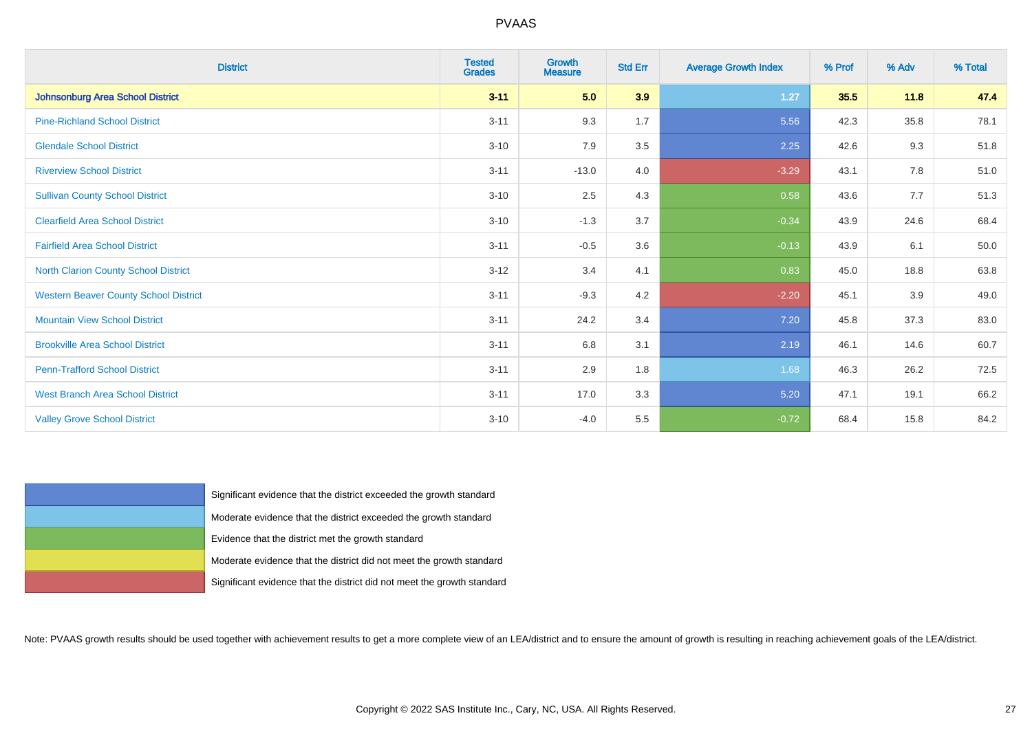# PVAAS

| District | Tested Grades | Growth Measure | Std Err | Average Growth Index | % Prof | % Adv | % Total |
|---|---|---|---|---|---|---|---|
| **Johnsonburg Area School District** | **3-11** | **5.0** | **3.9** | **1.27** | **35.5** | **11.8** | **47.4** |
| Pine-Richland School District | 3-11 | 9.3 | 1.7 | 5.56 | 42.3 | 35.8 | 78.1 |
| Glendale School District | 3-10 | 7.9 | 3.5 | 2.25 | 42.6 | 9.3 | 51.8 |
| Riverview School District | 3-11 | -13.0 | 4.0 | -3.29 | 43.1 | 7.8 | 51.0 |
| Sullivan County School District | 3-10 | 2.5 | 4.3 | 0.58 | 43.6 | 7.7 | 51.3 |
| Clearfield Area School District | 3-10 | -1.3 | 3.7 | -0.34 | 43.9 | 24.6 | 68.4 |
| Fairfield Area School District | 3-11 | -0.5 | 3.6 | -0.13 | 43.9 | 6.1 | 50.0 |
| North Clarion County School District | 3-12 | 3.4 | 4.1 | 0.83 | 45.0 | 18.8 | 63.8 |
| Western Beaver County School District | 3-11 | -9.3 | 4.2 | -2.20 | 45.1 | 3.9 | 49.0 |
| Mountain View School District | 3-11 | 24.2 | 3.4 | 7.20 | 45.8 | 37.3 | 83.0 |
| Brookville Area School District | 3-11 | 6.8 | 3.1 | 2.19 | 46.1 | 14.6 | 60.7 |
| Penn-Trafford School District | 3-11 | 2.9 | 1.8 | 1.68 | 46.3 | 26.2 | 72.5 |
| West Branch Area School District | 3-11 | 17.0 | 3.3 | 5.20 | 47.1 | 19.1 | 66.2 |
| Valley Grove School District | 3-10 | -4.0 | 5.5 | -0.72 | 68.4 | 15.8 | 84.2 |

Significant evidence that the district exceeded the growth standard

Moderate evidence that the district exceeded the growth standard

Evidence that the district met the growth standard

Moderate evidence that the district did not meet the growth standard

Significant evidence that the district did not meet the growth standard

Note: PVAAS growth results should be used together with achievement results to get a more complete view of an LEA/district and to ensure the amount of growth is resulting in reaching achievement goals of the LEA/district.

Copyright © 2022 SAS Institute Inc., Cary, NC, USA. All Rights Reserved.